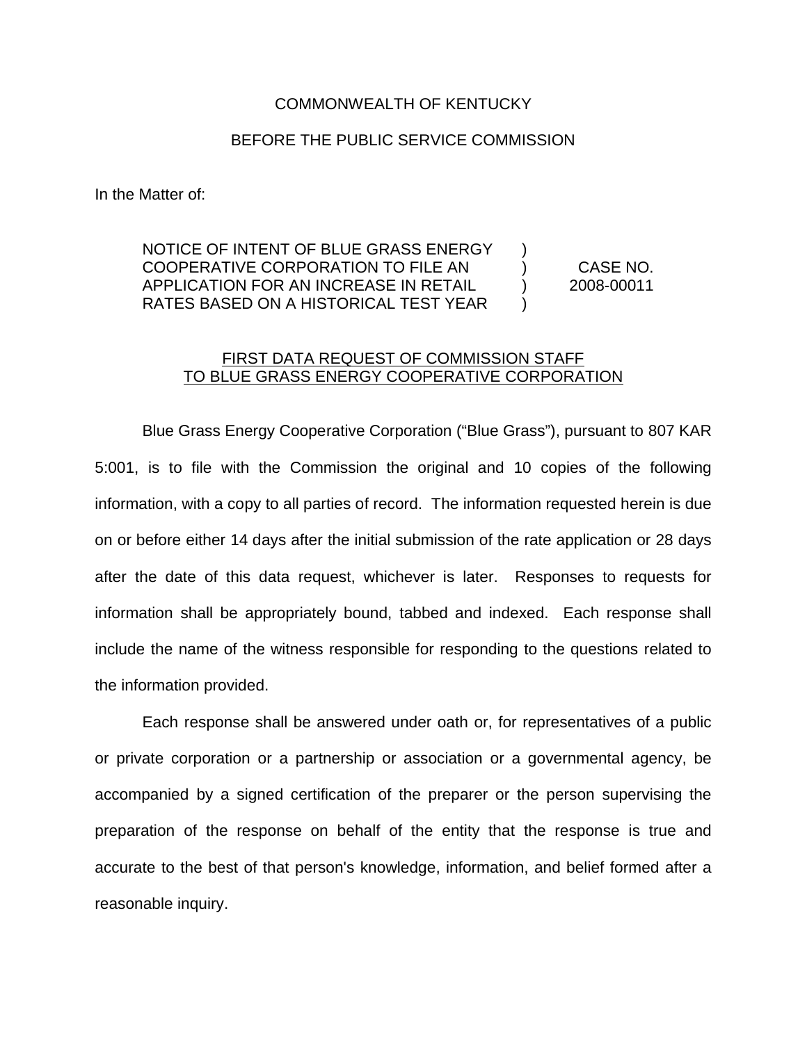COMMONWEALTH OF KENTUCKY

BEFORE THE PUBLIC SERVICE COMMISSION

In the Matter of:

| | | |
|---|---|---|
| NOTICE OF INTENT OF BLUE GRASS ENERGY COOPERATIVE CORPORATION TO FILE AN APPLICATION FOR AN INCREASE IN RETAIL RATES BASED ON A HISTORICAL TEST YEAR | ) ) ) ) | CASE NO. 2008-00011 |

<u>FIRST DATA REQUEST OF COMMISSION STAFF TO BLUE GRASS ENERGY COOPERATIVE CORPORATION</u>

Blue Grass Energy Cooperative Corporation ("Blue Grass"), pursuant to 807 KAR 5:001, is to file with the Commission the original and 10 copies of the following information, with a copy to all parties of record. The information requested herein is due on or before either 14 days after the initial submission of the rate application or 28 days after the date of this data request, whichever is later. Responses to requests for information shall be appropriately bound, tabbed and indexed. Each response shall include the name of the witness responsible for responding to the questions related to the information provided.

Each response shall be answered under oath or, for representatives of a public or private corporation or a partnership or association or a governmental agency, be accompanied by a signed certification of the preparer or the person supervising the preparation of the response on behalf of the entity that the response is true and accurate to the best of that person's knowledge, information, and belief formed after a reasonable inquiry.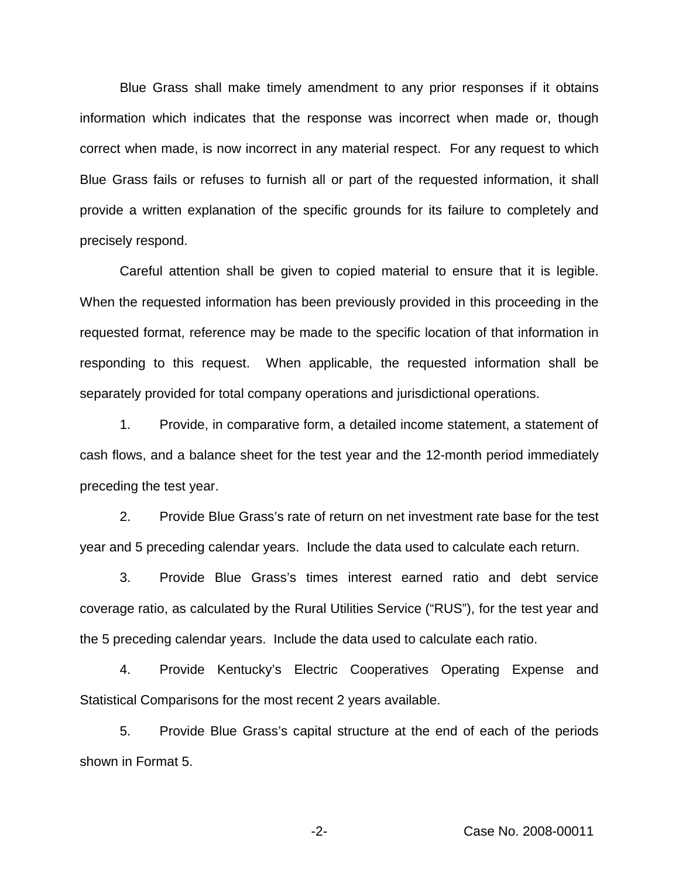Blue Grass shall make timely amendment to any prior responses if it obtains information which indicates that the response was incorrect when made or, though correct when made, is now incorrect in any material respect. For any request to which Blue Grass fails or refuses to furnish all or part of the requested information, it shall provide a written explanation of the specific grounds for its failure to completely and precisely respond.

Careful attention shall be given to copied material to ensure that it is legible. When the requested information has been previously provided in this proceeding in the requested format, reference may be made to the specific location of that information in responding to this request. When applicable, the requested information shall be separately provided for total company operations and jurisdictional operations.

1. Provide, in comparative form, a detailed income statement, a statement of cash flows, and a balance sheet for the test year and the 12-month period immediately preceding the test year.

2. Provide Blue Grass's rate of return on net investment rate base for the test year and 5 preceding calendar years. Include the data used to calculate each return.

3. Provide Blue Grass's times interest earned ratio and debt service coverage ratio, as calculated by the Rural Utilities Service ("RUS"), for the test year and the 5 preceding calendar years. Include the data used to calculate each ratio.

4. Provide Kentucky's Electric Cooperatives Operating Expense and Statistical Comparisons for the most recent 2 years available.

5. Provide Blue Grass's capital structure at the end of each of the periods shown in Format 5.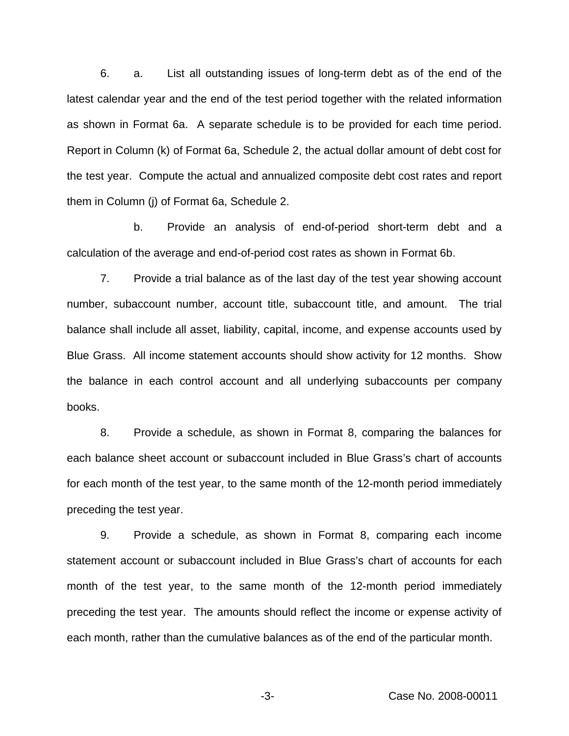6. a. List all outstanding issues of long-term debt as of the end of the latest calendar year and the end of the test period together with the related information as shown in Format 6a. A separate schedule is to be provided for each time period. Report in Column (k) of Format 6a, Schedule 2, the actual dollar amount of debt cost for the test year. Compute the actual and annualized composite debt cost rates and report them in Column (j) of Format 6a, Schedule 2.

b. Provide an analysis of end-of-period short-term debt and a calculation of the average and end-of-period cost rates as shown in Format 6b.

7. Provide a trial balance as of the last day of the test year showing account number, subaccount number, account title, subaccount title, and amount. The trial balance shall include all asset, liability, capital, income, and expense accounts used by Blue Grass. All income statement accounts should show activity for 12 months. Show the balance in each control account and all underlying subaccounts per company books.

8. Provide a schedule, as shown in Format 8, comparing the balances for each balance sheet account or subaccount included in Blue Grass's chart of accounts for each month of the test year, to the same month of the 12-month period immediately preceding the test year.

9. Provide a schedule, as shown in Format 8, comparing each income statement account or subaccount included in Blue Grass's chart of accounts for each month of the test year, to the same month of the 12-month period immediately preceding the test year. The amounts should reflect the income or expense activity of each month, rather than the cumulative balances as of the end of the particular month.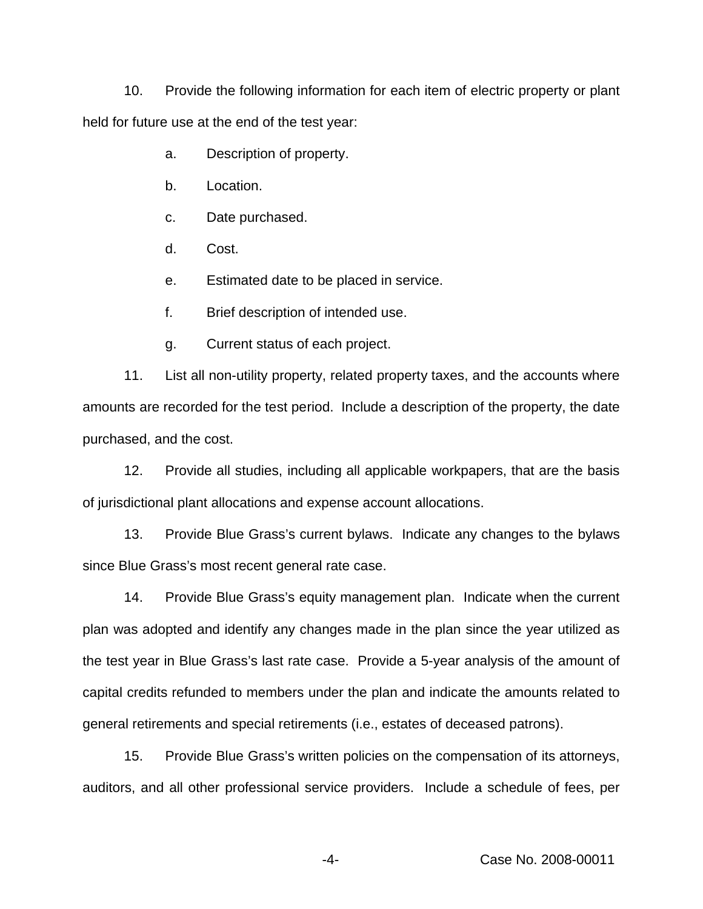10. Provide the following information for each item of electric property or plant held for future use at the end of the test year:

a. Description of property.

b. Location.

c. Date purchased.

d. Cost.

e. Estimated date to be placed in service.

f. Brief description of intended use.

g. Current status of each project.

11. List all non-utility property, related property taxes, and the accounts where amounts are recorded for the test period. Include a description of the property, the date purchased, and the cost.

12. Provide all studies, including all applicable workpapers, that are the basis of jurisdictional plant allocations and expense account allocations.

13. Provide Blue Grass's current bylaws. Indicate any changes to the bylaws since Blue Grass's most recent general rate case.

14. Provide Blue Grass's equity management plan. Indicate when the current plan was adopted and identify any changes made in the plan since the year utilized as the test year in Blue Grass's last rate case. Provide a 5-year analysis of the amount of capital credits refunded to members under the plan and indicate the amounts related to general retirements and special retirements (i.e., estates of deceased patrons).

15. Provide Blue Grass's written policies on the compensation of its attorneys, auditors, and all other professional service providers. Include a schedule of fees, per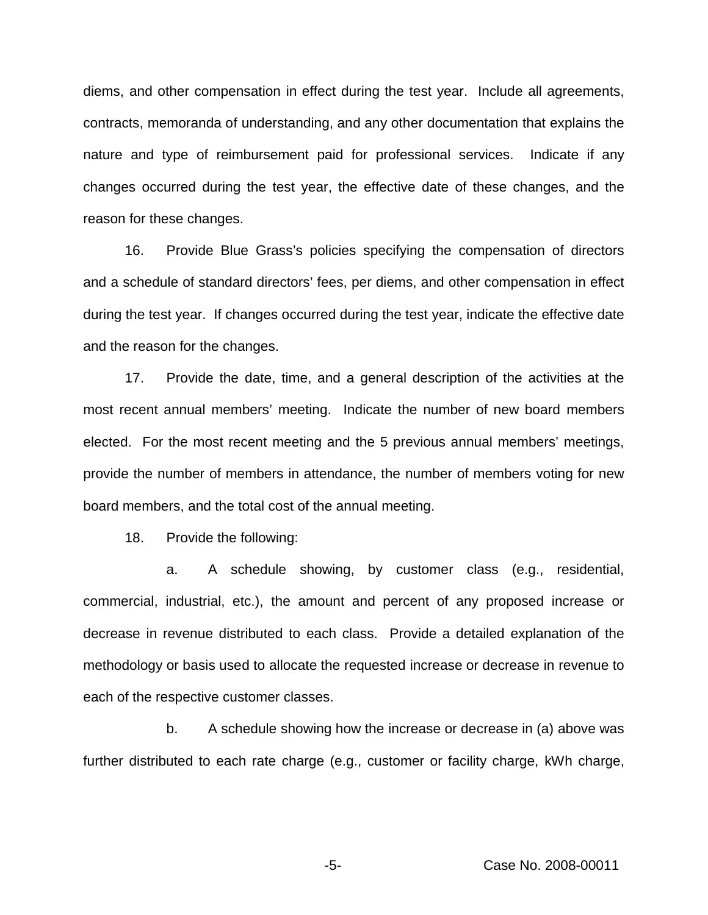diems, and other compensation in effect during the test year. Include all agreements, contracts, memoranda of understanding, and any other documentation that explains the nature and type of reimbursement paid for professional services. Indicate if any changes occurred during the test year, the effective date of these changes, and the reason for these changes.

16. Provide Blue Grass's policies specifying the compensation of directors and a schedule of standard directors' fees, per diems, and other compensation in effect during the test year. If changes occurred during the test year, indicate the effective date and the reason for the changes.

17. Provide the date, time, and a general description of the activities at the most recent annual members' meeting. Indicate the number of new board members elected. For the most recent meeting and the 5 previous annual members' meetings, provide the number of members in attendance, the number of members voting for new board members, and the total cost of the annual meeting.

18. Provide the following:

a. A schedule showing, by customer class (e.g., residential, commercial, industrial, etc.), the amount and percent of any proposed increase or decrease in revenue distributed to each class. Provide a detailed explanation of the methodology or basis used to allocate the requested increase or decrease in revenue to each of the respective customer classes.

b. A schedule showing how the increase or decrease in (a) above was further distributed to each rate charge (e.g., customer or facility charge, kWh charge,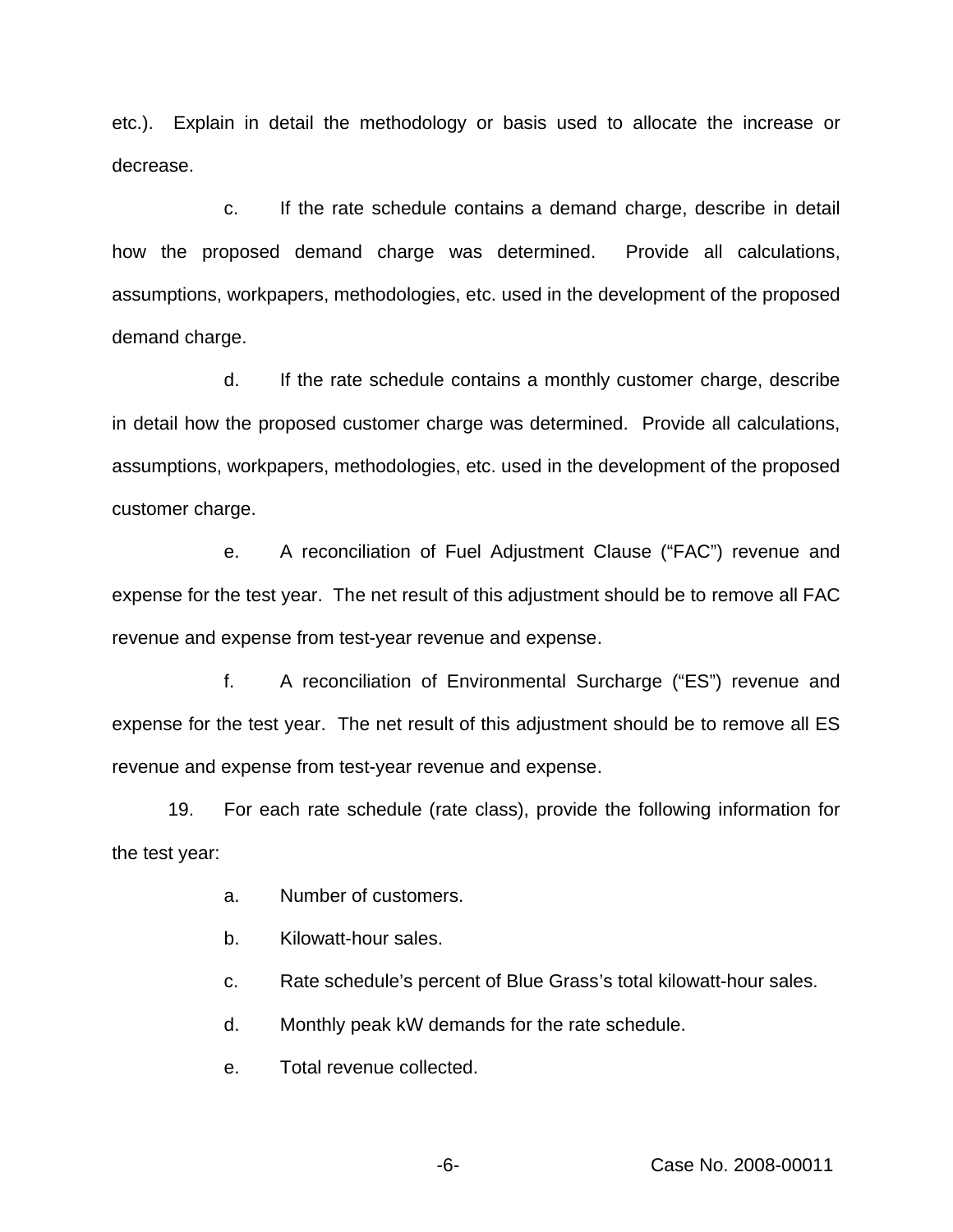etc.). Explain in detail the methodology or basis used to allocate the increase or decrease.

c. If the rate schedule contains a demand charge, describe in detail how the proposed demand charge was determined. Provide all calculations, assumptions, workpapers, methodologies, etc. used in the development of the proposed demand charge.

d. If the rate schedule contains a monthly customer charge, describe in detail how the proposed customer charge was determined. Provide all calculations, assumptions, workpapers, methodologies, etc. used in the development of the proposed customer charge.

e. A reconciliation of Fuel Adjustment Clause ("FAC") revenue and expense for the test year. The net result of this adjustment should be to remove all FAC revenue and expense from test-year revenue and expense.

f. A reconciliation of Environmental Surcharge ("ES") revenue and expense for the test year. The net result of this adjustment should be to remove all ES revenue and expense from test-year revenue and expense.

19. For each rate schedule (rate class), provide the following information for the test year:

a. Number of customers.

b. Kilowatt-hour sales.

c. Rate schedule's percent of Blue Grass's total kilowatt-hour sales.

d. Monthly peak kW demands for the rate schedule.

e. Total revenue collected.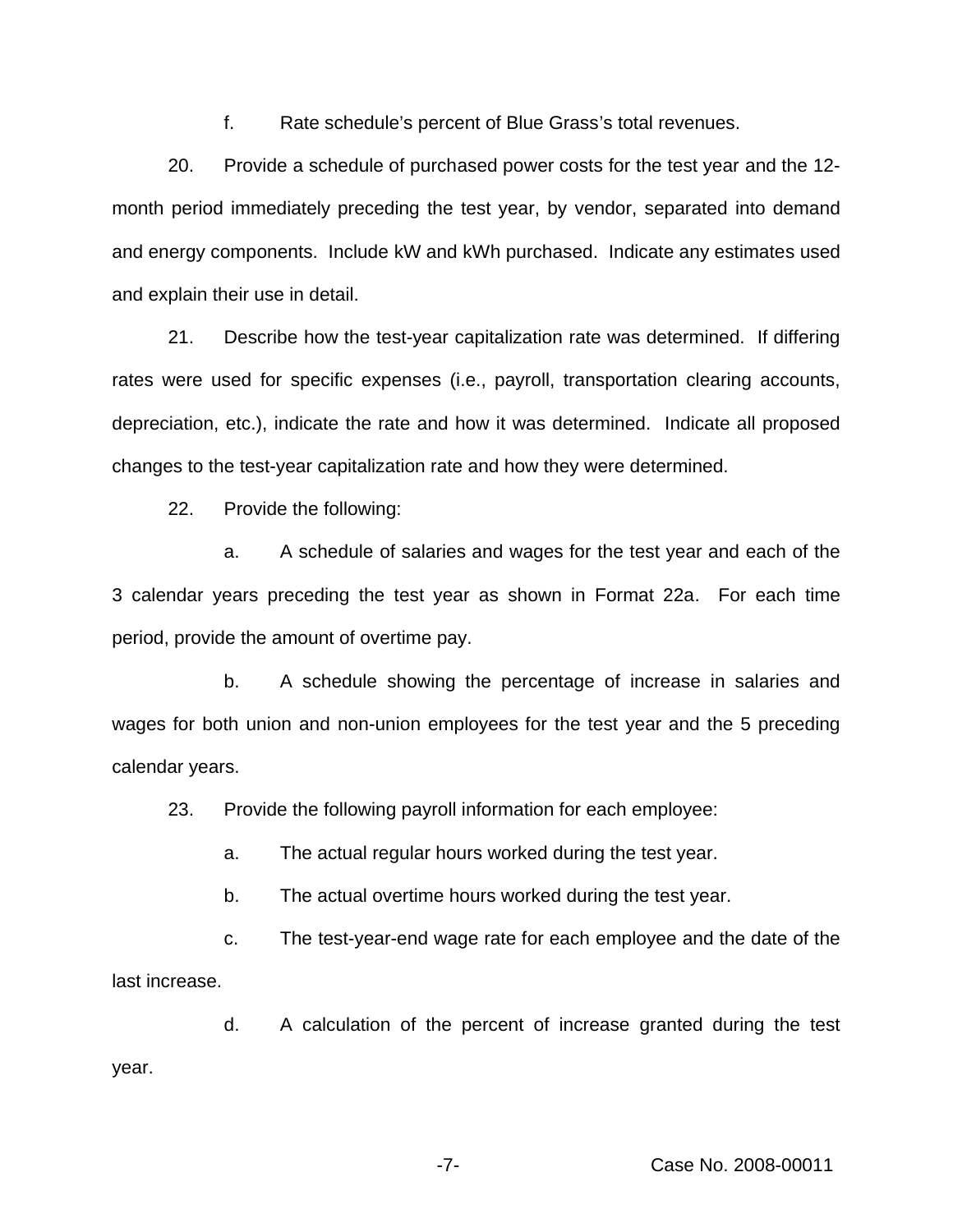f. Rate schedule's percent of Blue Grass's total revenues.

20. Provide a schedule of purchased power costs for the test year and the 12-month period immediately preceding the test year, by vendor, separated into demand and energy components. Include kW and kWh purchased. Indicate any estimates used and explain their use in detail.

21. Describe how the test-year capitalization rate was determined. If differing rates were used for specific expenses (i.e., payroll, transportation clearing accounts, depreciation, etc.), indicate the rate and how it was determined. Indicate all proposed changes to the test-year capitalization rate and how they were determined.

22. Provide the following:

a. A schedule of salaries and wages for the test year and each of the 3 calendar years preceding the test year as shown in Format 22a. For each time period, provide the amount of overtime pay.

b. A schedule showing the percentage of increase in salaries and wages for both union and non-union employees for the test year and the 5 preceding calendar years.

23. Provide the following payroll information for each employee:

a. The actual regular hours worked during the test year.

b. The actual overtime hours worked during the test year.

c. The test-year-end wage rate for each employee and the date of the last increase.

d. A calculation of the percent of increase granted during the test year.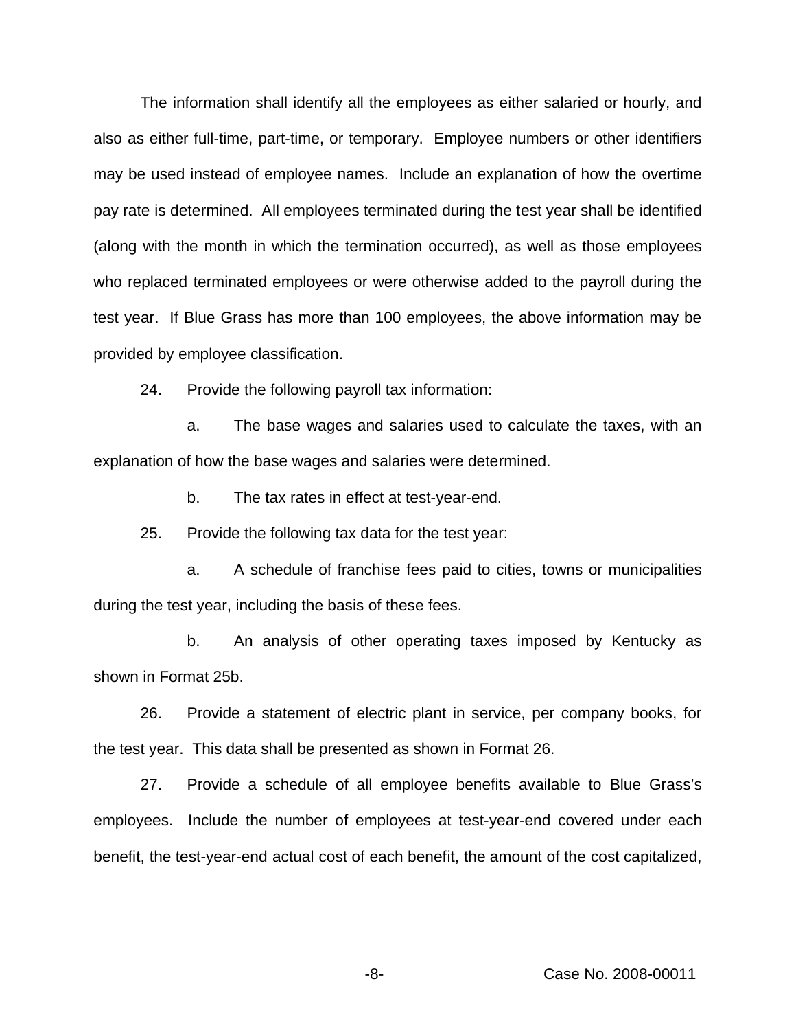The information shall identify all the employees as either salaried or hourly, and also as either full-time, part-time, or temporary. Employee numbers or other identifiers may be used instead of employee names. Include an explanation of how the overtime pay rate is determined. All employees terminated during the test year shall be identified (along with the month in which the termination occurred), as well as those employees who replaced terminated employees or were otherwise added to the payroll during the test year. If Blue Grass has more than 100 employees, the above information may be provided by employee classification.

24. Provide the following payroll tax information:

a. The base wages and salaries used to calculate the taxes, with an explanation of how the base wages and salaries were determined.

b. The tax rates in effect at test-year-end.

25. Provide the following tax data for the test year:

a. A schedule of franchise fees paid to cities, towns or municipalities during the test year, including the basis of these fees.

b. An analysis of other operating taxes imposed by Kentucky as shown in Format 25b.

26. Provide a statement of electric plant in service, per company books, for the test year. This data shall be presented as shown in Format 26.

27. Provide a schedule of all employee benefits available to Blue Grass's employees. Include the number of employees at test-year-end covered under each benefit, the test-year-end actual cost of each benefit, the amount of the cost capitalized,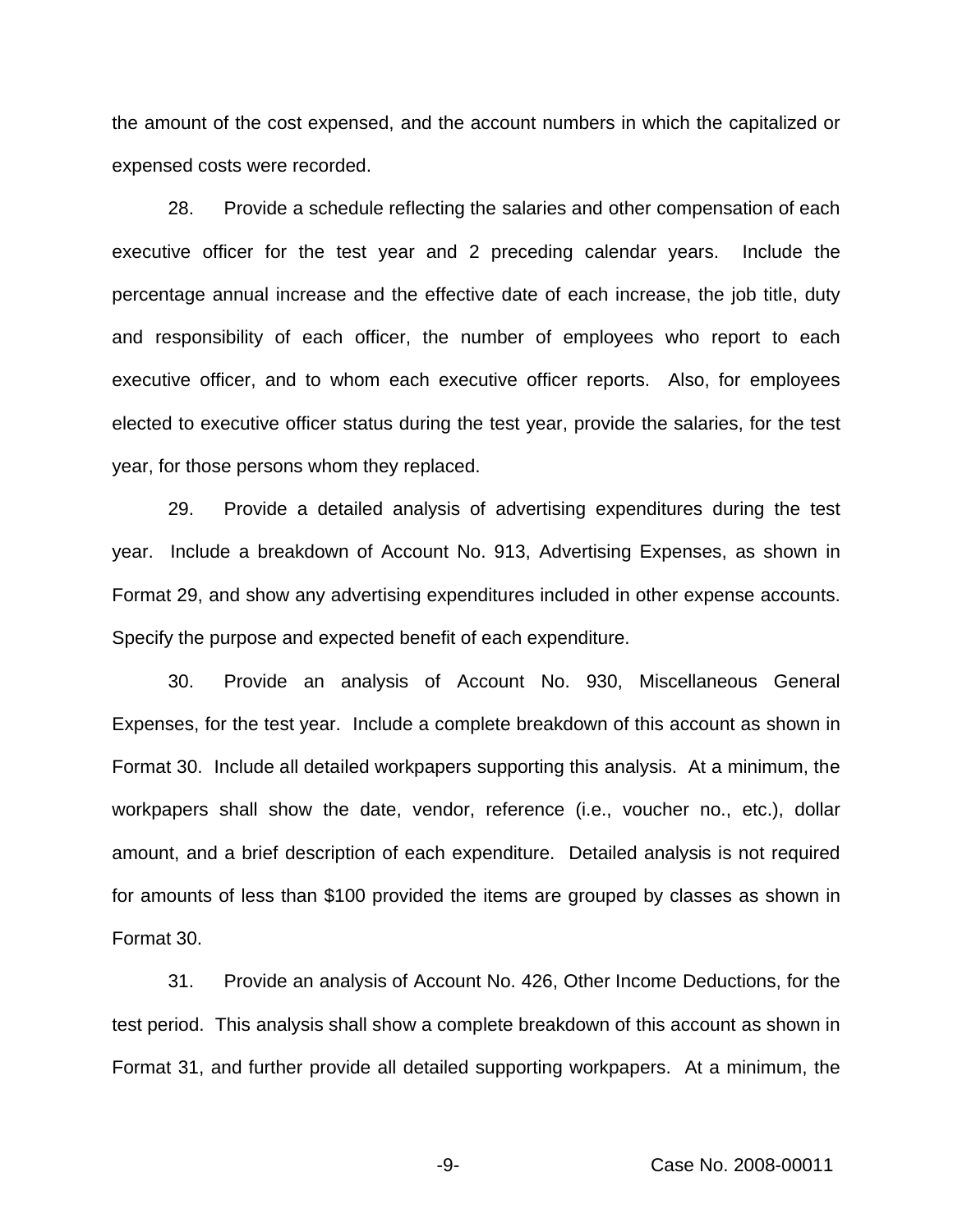the amount of the cost expensed, and the account numbers in which the capitalized or expensed costs were recorded.

28. Provide a schedule reflecting the salaries and other compensation of each executive officer for the test year and 2 preceding calendar years. Include the percentage annual increase and the effective date of each increase, the job title, duty and responsibility of each officer, the number of employees who report to each executive officer, and to whom each executive officer reports. Also, for employees elected to executive officer status during the test year, provide the salaries, for the test year, for those persons whom they replaced.

29. Provide a detailed analysis of advertising expenditures during the test year. Include a breakdown of Account No. 913, Advertising Expenses, as shown in Format 29, and show any advertising expenditures included in other expense accounts. Specify the purpose and expected benefit of each expenditure.

30. Provide an analysis of Account No. 930, Miscellaneous General Expenses, for the test year. Include a complete breakdown of this account as shown in Format 30. Include all detailed workpapers supporting this analysis. At a minimum, the workpapers shall show the date, vendor, reference (i.e., voucher no., etc.), dollar amount, and a brief description of each expenditure. Detailed analysis is not required for amounts of less than $100 provided the items are grouped by classes as shown in Format 30.

31. Provide an analysis of Account No. 426, Other Income Deductions, for the test period. This analysis shall show a complete breakdown of this account as shown in Format 31, and further provide all detailed supporting workpapers. At a minimum, the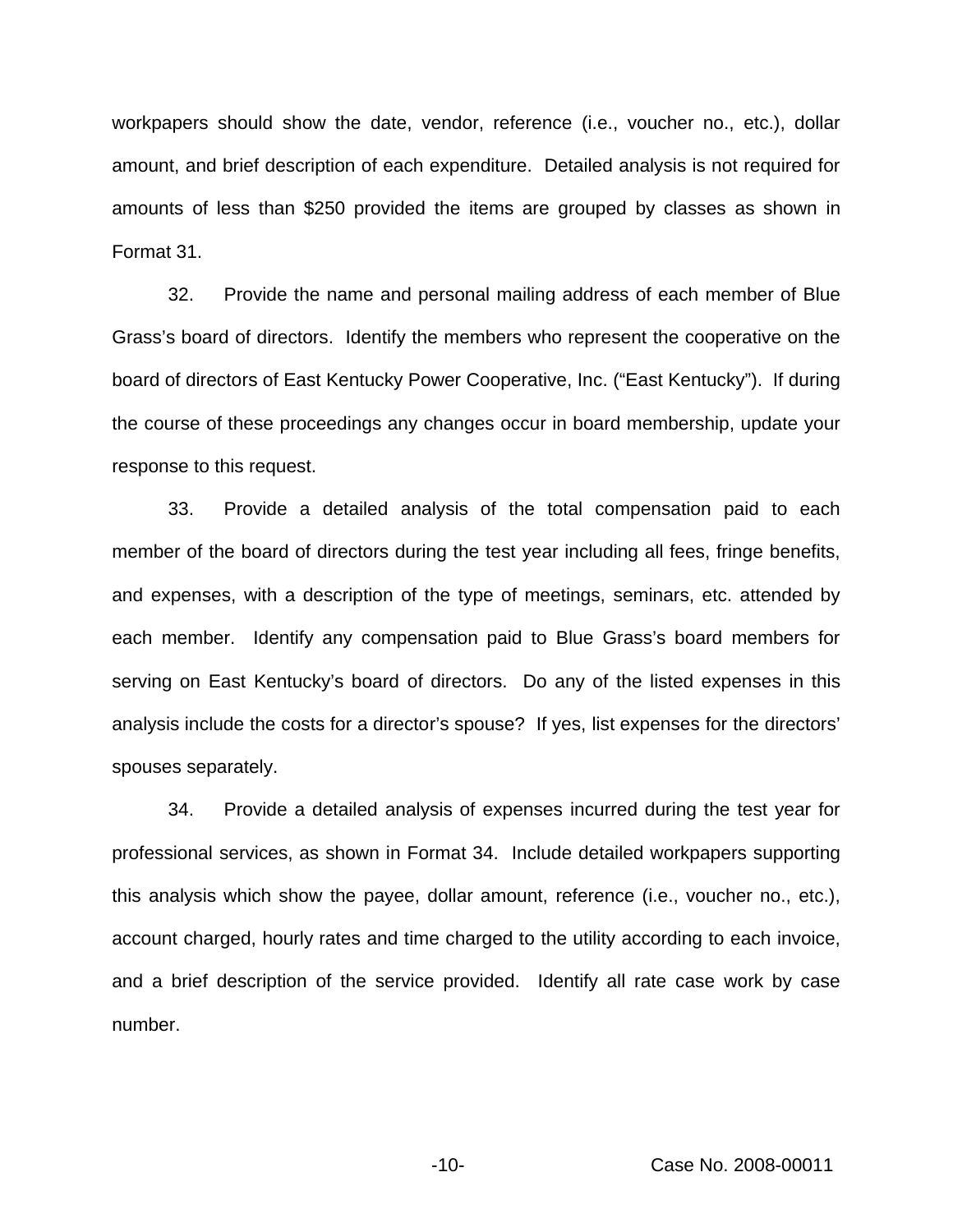workpapers should show the date, vendor, reference (i.e., voucher no., etc.), dollar amount, and brief description of each expenditure. Detailed analysis is not required for amounts of less than $250 provided the items are grouped by classes as shown in Format 31.

32. Provide the name and personal mailing address of each member of Blue Grass's board of directors. Identify the members who represent the cooperative on the board of directors of East Kentucky Power Cooperative, Inc. ("East Kentucky"). If during the course of these proceedings any changes occur in board membership, update your response to this request.

33. Provide a detailed analysis of the total compensation paid to each member of the board of directors during the test year including all fees, fringe benefits, and expenses, with a description of the type of meetings, seminars, etc. attended by each member. Identify any compensation paid to Blue Grass's board members for serving on East Kentucky's board of directors. Do any of the listed expenses in this analysis include the costs for a director's spouse? If yes, list expenses for the directors' spouses separately.

34. Provide a detailed analysis of expenses incurred during the test year for professional services, as shown in Format 34. Include detailed workpapers supporting this analysis which show the payee, dollar amount, reference (i.e., voucher no., etc.), account charged, hourly rates and time charged to the utility according to each invoice, and a brief description of the service provided. Identify all rate case work by case number.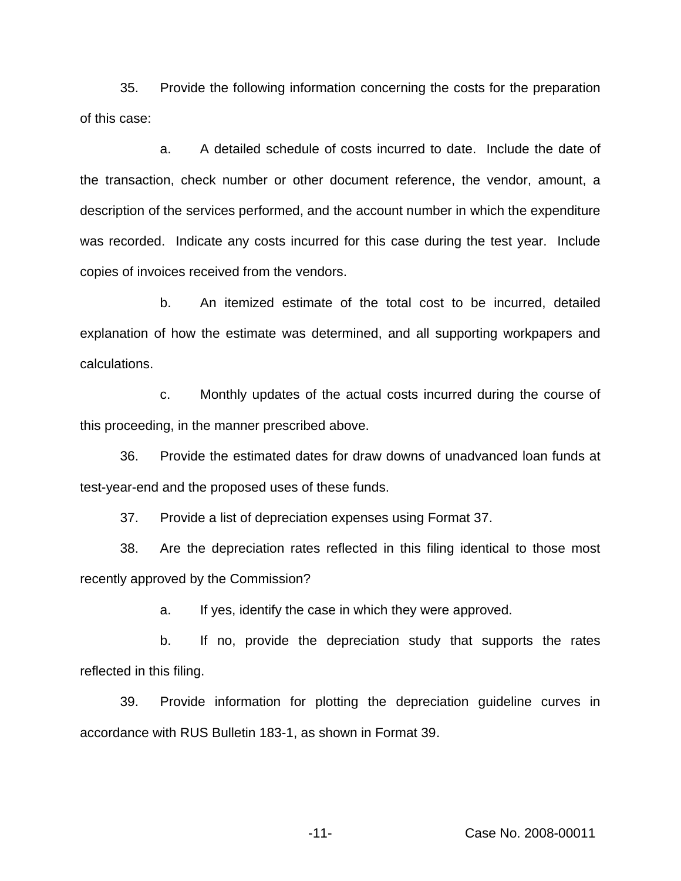35. Provide the following information concerning the costs for the preparation of this case:

a. A detailed schedule of costs incurred to date. Include the date of the transaction, check number or other document reference, the vendor, amount, a description of the services performed, and the account number in which the expenditure was recorded. Indicate any costs incurred for this case during the test year. Include copies of invoices received from the vendors.

b. An itemized estimate of the total cost to be incurred, detailed explanation of how the estimate was determined, and all supporting workpapers and calculations.

c. Monthly updates of the actual costs incurred during the course of this proceeding, in the manner prescribed above.

36. Provide the estimated dates for draw downs of unadvanced loan funds at test-year-end and the proposed uses of these funds.

37. Provide a list of depreciation expenses using Format 37.

38. Are the depreciation rates reflected in this filing identical to those most recently approved by the Commission?

a. If yes, identify the case in which they were approved.

b. If no, provide the depreciation study that supports the rates reflected in this filing.

39. Provide information for plotting the depreciation guideline curves in accordance with RUS Bulletin 183-1, as shown in Format 39.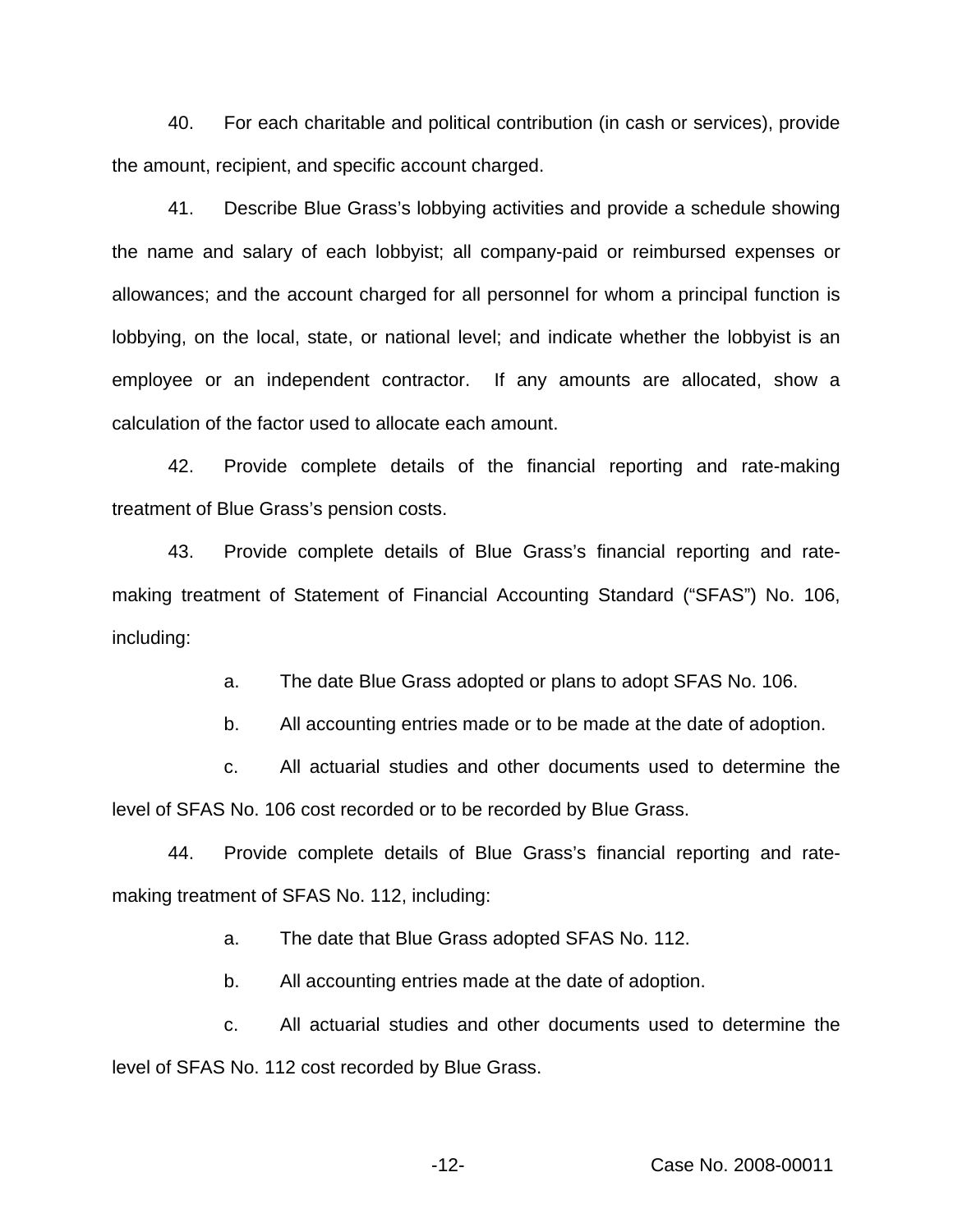40. For each charitable and political contribution (in cash or services), provide the amount, recipient, and specific account charged.

41. Describe Blue Grass's lobbying activities and provide a schedule showing the name and salary of each lobbyist; all company-paid or reimbursed expenses or allowances; and the account charged for all personnel for whom a principal function is lobbying, on the local, state, or national level; and indicate whether the lobbyist is an employee or an independent contractor. If any amounts are allocated, show a calculation of the factor used to allocate each amount.

42. Provide complete details of the financial reporting and rate-making treatment of Blue Grass's pension costs.

43. Provide complete details of Blue Grass's financial reporting and rate-making treatment of Statement of Financial Accounting Standard ("SFAS") No. 106, including:

   a. The date Blue Grass adopted or plans to adopt SFAS No. 106.

   b. All accounting entries made or to be made at the date of adoption.

   c. All actuarial studies and other documents used to determine the level of SFAS No. 106 cost recorded or to be recorded by Blue Grass.

44. Provide complete details of Blue Grass's financial reporting and rate-making treatment of SFAS No. 112, including:

   a. The date that Blue Grass adopted SFAS No. 112.

   b. All accounting entries made at the date of adoption.

   c. All actuarial studies and other documents used to determine the level of SFAS No. 112 cost recorded by Blue Grass.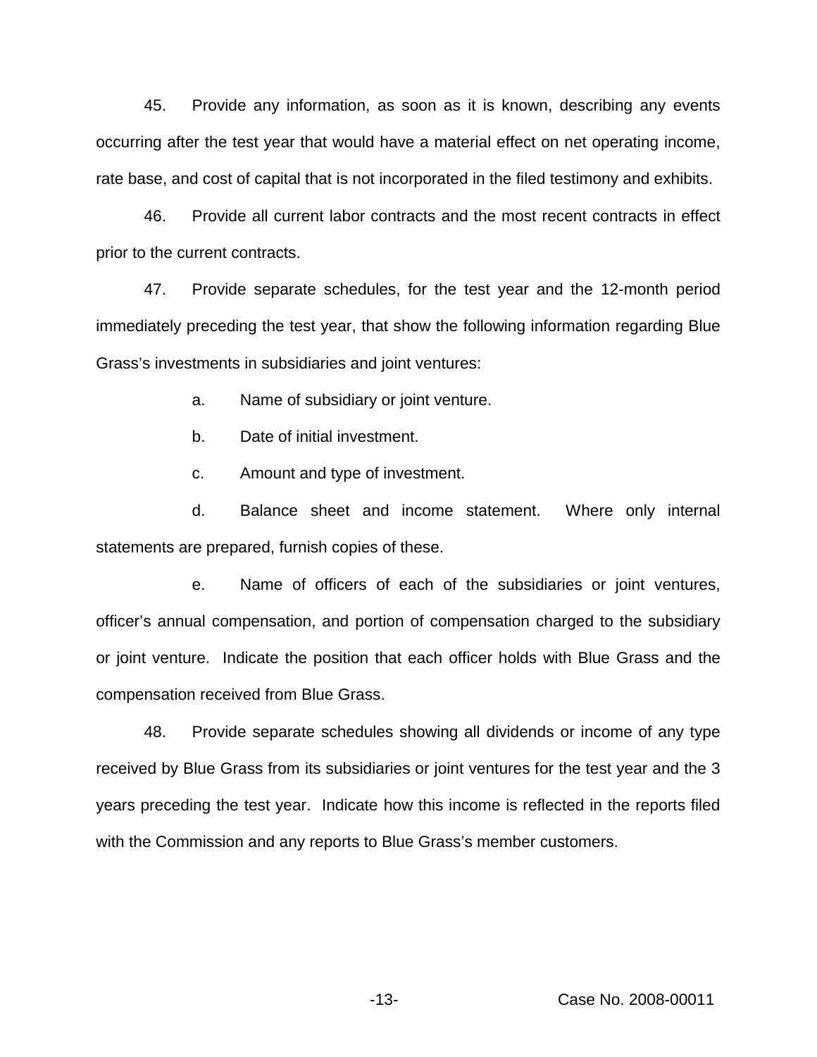45. Provide any information, as soon as it is known, describing any events occurring after the test year that would have a material effect on net operating income, rate base, and cost of capital that is not incorporated in the filed testimony and exhibits.

46. Provide all current labor contracts and the most recent contracts in effect prior to the current contracts.

47. Provide separate schedules, for the test year and the 12-month period immediately preceding the test year, that show the following information regarding Blue Grass's investments in subsidiaries and joint ventures:

a. Name of subsidiary or joint venture.

b. Date of initial investment.

c. Amount and type of investment.

d. Balance sheet and income statement. Where only internal statements are prepared, furnish copies of these.

e. Name of officers of each of the subsidiaries or joint ventures, officer's annual compensation, and portion of compensation charged to the subsidiary or joint venture. Indicate the position that each officer holds with Blue Grass and the compensation received from Blue Grass.

48. Provide separate schedules showing all dividends or income of any type received by Blue Grass from its subsidiaries or joint ventures for the test year and the 3 years preceding the test year. Indicate how this income is reflected in the reports filed with the Commission and any reports to Blue Grass's member customers.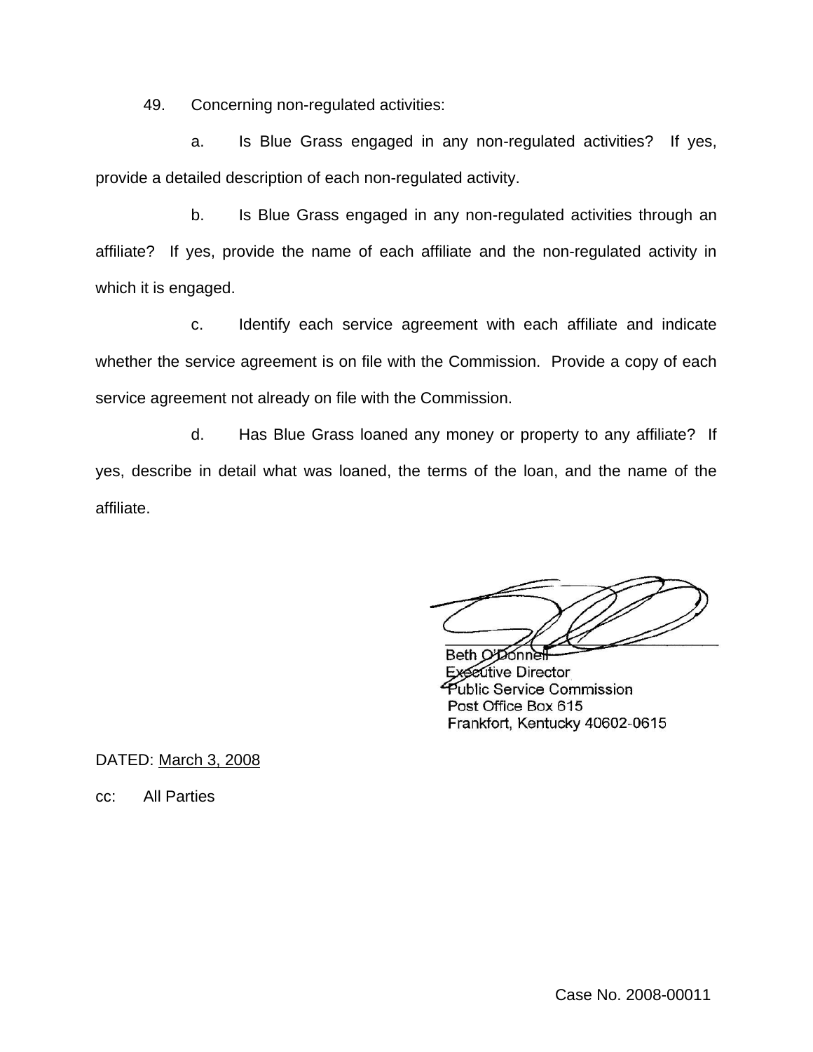49. Concerning non-regulated activities:

a. Is Blue Grass engaged in any non-regulated activities? If yes, provide a detailed description of each non-regulated activity.

b. Is Blue Grass engaged in any non-regulated activities through an affiliate? If yes, provide the name of each affiliate and the non-regulated activity in which it is engaged.

c. Identify each service agreement with each affiliate and indicate whether the service agreement is on file with the Commission. Provide a copy of each service agreement not already on file with the Commission.

d. Has Blue Grass loaned any money or property to any affiliate? If yes, describe in detail what was loaned, the terms of the loan, and the name of the affiliate.

Beth O'Donnell
Executive Director
Public Service Commission
Post Office Box 615
Frankfort, Kentucky 40602-0615

DATED: March 3, 2008

cc: All Parties

Case No. 2008-00011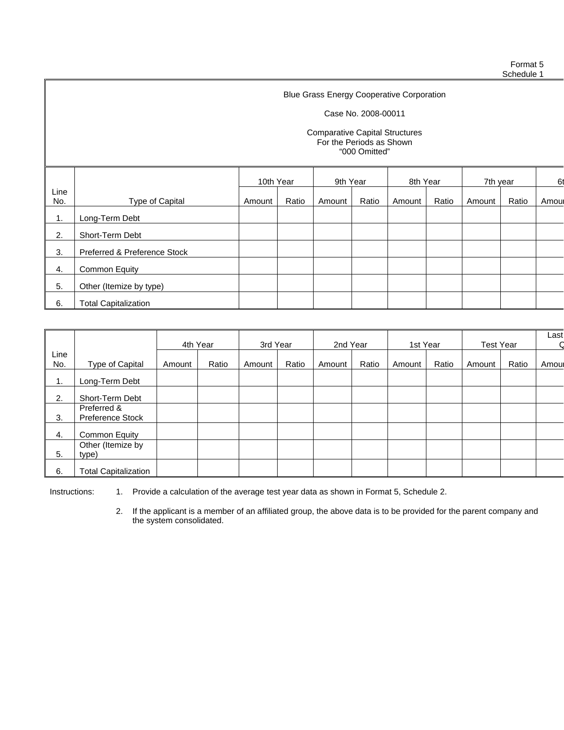Format 5
Schedule 1

Blue Grass Energy Cooperative Corporation

Case No. 2008-00011

Comparative Capital Structures
For the Periods as Shown
"000 Omitted"

| Line No. | Type of Capital | 10th Year | | 9th Year | | 8th Year | | 7th year | | 6t |
|---|---|---|---|---|---|---|---|---|---|---|
| | | Amount | Ratio | Amount | Ratio | Amount | Ratio | Amount | Ratio | Amour |
| 1. | Long-Term Debt | | | | | | | | | |
| 2. | Short-Term Debt | | | | | | | | | |
| 3. | Preferred & Preference Stock | | | | | | | | | |
| 4. | Common Equity | | | | | | | | | |
| 5. | Other (Itemize by type) | | | | | | | | | |
| 6. | Total Capitalization | | | | | | | | | |

| Line No. | Type of Capital | 4th Year | | 3rd Year | | 2nd Year | | 1st Year | | Test Year | | Last Q |
|---|---|---|---|---|---|---|---|---|---|---|---|---|
| | | Amount | Ratio | Amount | Ratio | Amount | Ratio | Amount | Ratio | Amount | Ratio | Amour |
| 1. | Long-Term Debt | | | | | | | | | | | |
| 2. | Short-Term Debt | | | | | | | | | | | |
| 3. | Preferred & Preference Stock | | | | | | | | | | | |
| 4. | Common Equity | | | | | | | | | | | |
| 5. | Other (Itemize by type) | | | | | | | | | | | |
| 6. | Total Capitalization | | | | | | | | | | | |

Instructions:

1. Provide a calculation of the average test year data as shown in Format 5, Schedule 2.
2. If the applicant is a member of an affiliated group, the above data is to be provided for the parent company and the system consolidated.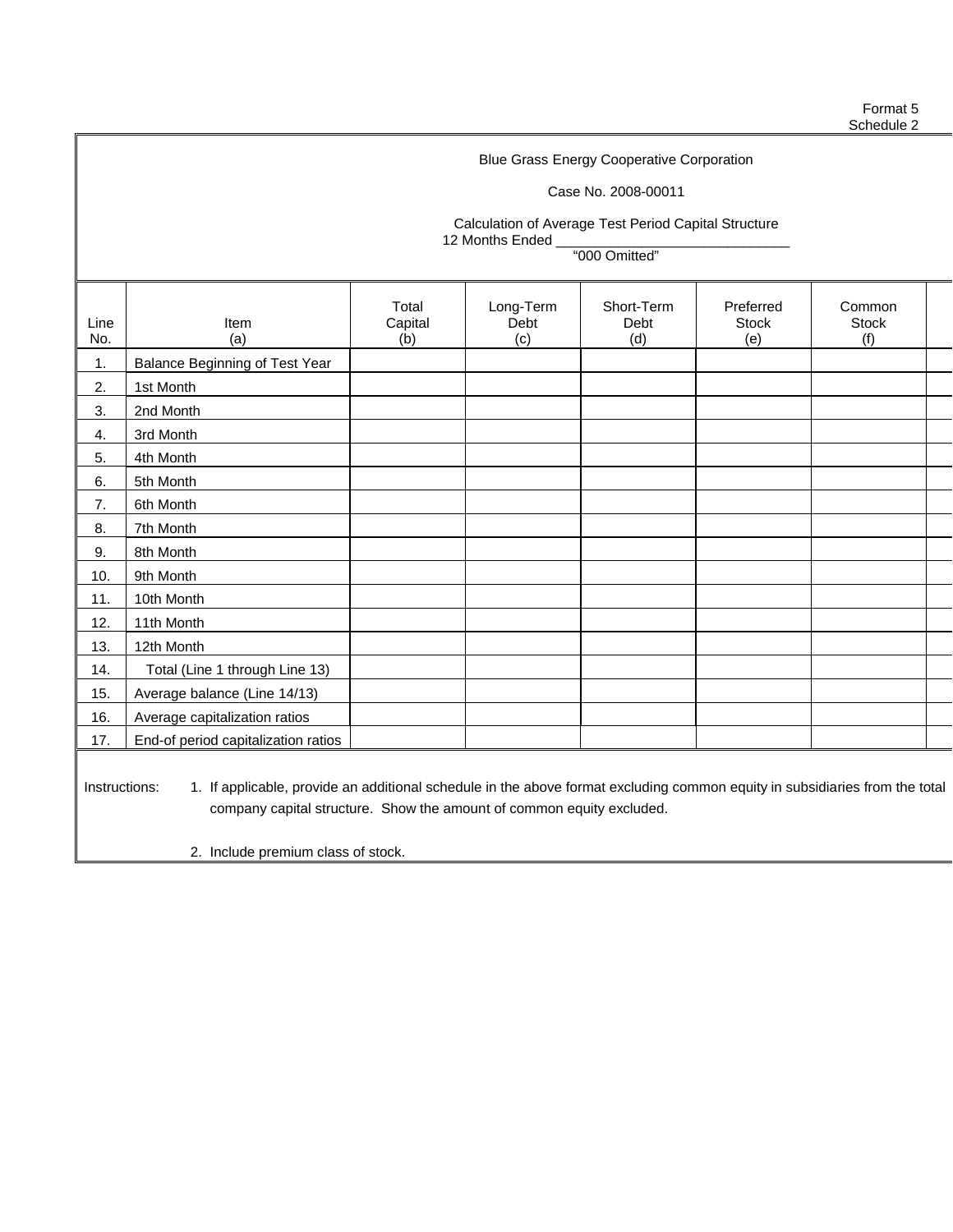Format 5
Schedule 2

Blue Grass Energy Cooperative Corporation

Case No. 2008-00011

Calculation of Average Test Period Capital Structure
12 Months Ended ______________________________
"000 Omitted"

| Line No. | Item (a) | Total Capital (b) | Long-Term Debt (c) | Short-Term Debt (d) | Preferred Stock (e) | Common Stock (f) | |
|---|---|---|---|---|---|---|---|
| 1. | Balance Beginning of Test Year | | | | | | |
| 2. | 1st Month | | | | | | |
| 3. | 2nd Month | | | | | | |
| 4. | 3rd Month | | | | | | |
| 5. | 4th Month | | | | | | |
| 6. | 5th Month | | | | | | |
| 7. | 6th Month | | | | | | |
| 8. | 7th Month | | | | | | |
| 9. | 8th Month | | | | | | |
| 10. | 9th Month | | | | | | |
| 11. | 10th Month | | | | | | |
| 12. | 11th Month | | | | | | |
| 13. | 12th Month | | | | | | |
| 14. | Total (Line 1 through Line 13) | | | | | | |
| 15. | Average balance (Line 14/13) | | | | | | |
| 16. | Average capitalization ratios | | | | | | |
| 17. | End-of period capitalization ratios | | | | | | |

Instructions:

1. If applicable, provide an additional schedule in the above format excluding common equity in subsidiaries from the total company capital structure. Show the amount of common equity excluded.

2. Include premium class of stock.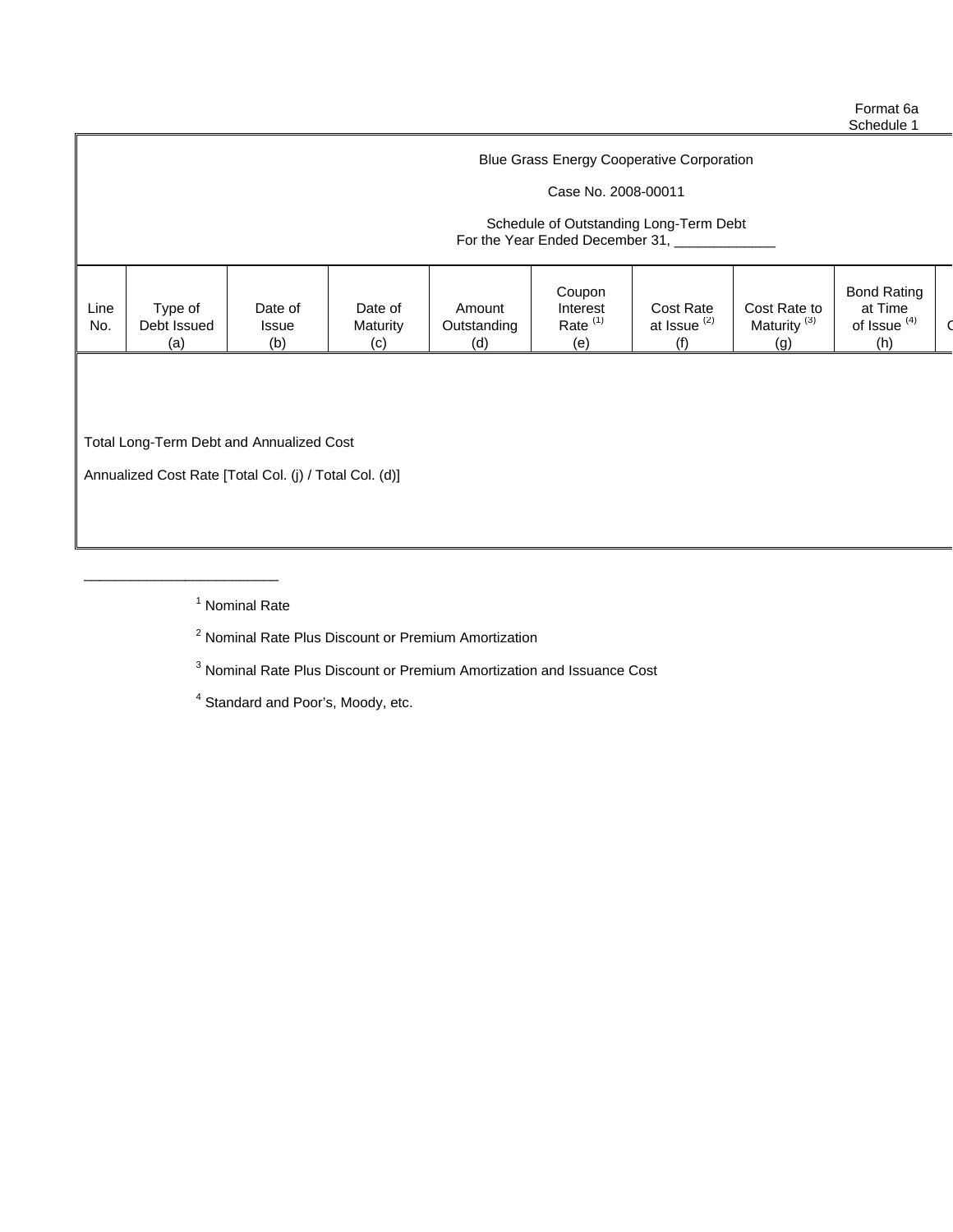Format 6a
Schedule 1

Blue Grass Energy Cooperative Corporation

Case No. 2008-00011

Schedule of Outstanding Long-Term Debt
For the Year Ended December 31, _____________

| Line No. | Type of Debt Issued (a) | Date of Issue (b) | Date of Maturity (c) | Amount Outstanding (d) | Coupon Interest Rate [1] (e) | Cost Rate at Issue [2] (f) | Cost Rate to Maturity [3] (g) | Bond Rating at Time of Issue [4] (h) |
|---|---|---|---|---|---|---|---|---|
| | Total Long-Term Debt and Annualized Cost | | | | | | | |
| | Annualized Cost Rate [Total Col. (j) / Total Col. (d)] | | | | | | | |

[1] Nominal Rate

[2] Nominal Rate Plus Discount or Premium Amortization

[3] Nominal Rate Plus Discount or Premium Amortization and Issuance Cost

[4] Standard and Poor's, Moody, etc.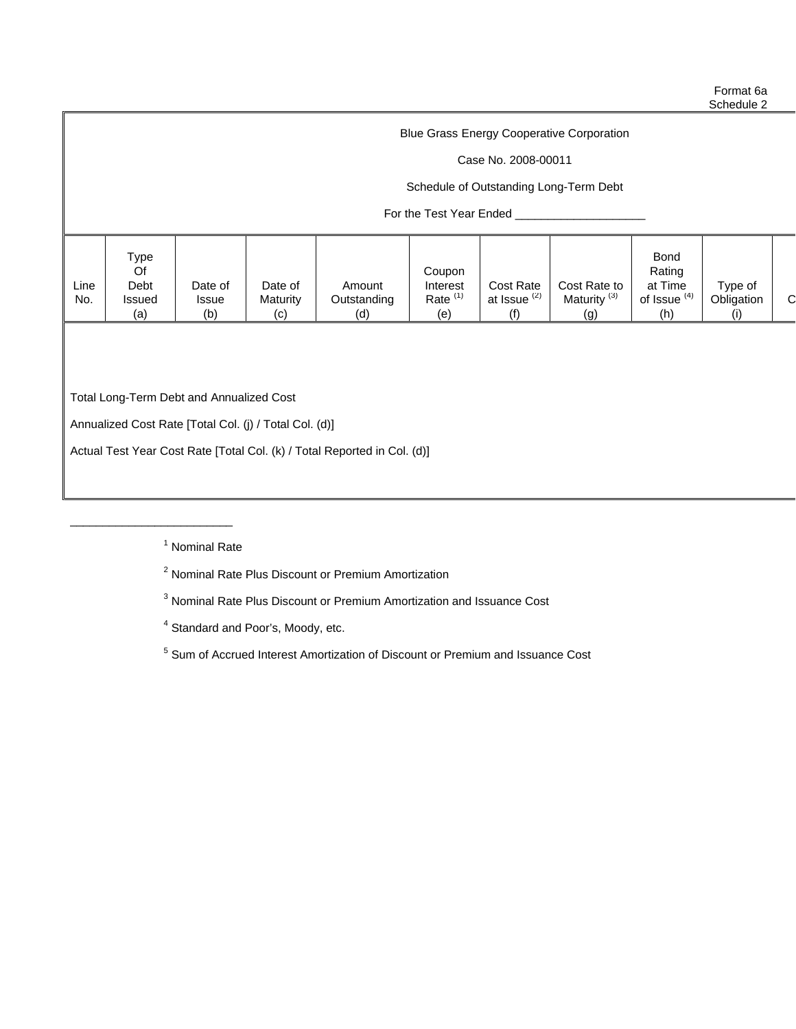Format 6a
Schedule 2

Blue Grass Energy Cooperative Corporation

Case No. 2008-00011

Schedule of Outstanding Long-Term Debt

For the Test Year Ended ____________________

| Line No. | Type Of Debt Issued (a) | Date of Issue (b) | Date of Maturity (c) | Amount Outstanding (d) | Coupon Interest Rate [(1)] (e) | Cost Rate at Issue [(2)] (f) | Cost Rate to Maturity [(3)] (g) | Bond Rating at Time of Issue [(4)] (h) | Type of Obligation (i) | C |
|---|---|---|---|---|---|---|---|---|---|---|
| | | | | | | | | | | |

Total Long-Term Debt and Annualized Cost

Annualized Cost Rate [Total Col. (j) / Total Col. (d)]

Actual Test Year Cost Rate [Total Col. (k) / Total Reported in Col. (d)]

________________________

[1] Nominal Rate

[2] Nominal Rate Plus Discount or Premium Amortization

[3] Nominal Rate Plus Discount or Premium Amortization and Issuance Cost

[4] Standard and Poor's, Moody, etc.

[5] Sum of Accrued Interest Amortization of Discount or Premium and Issuance Cost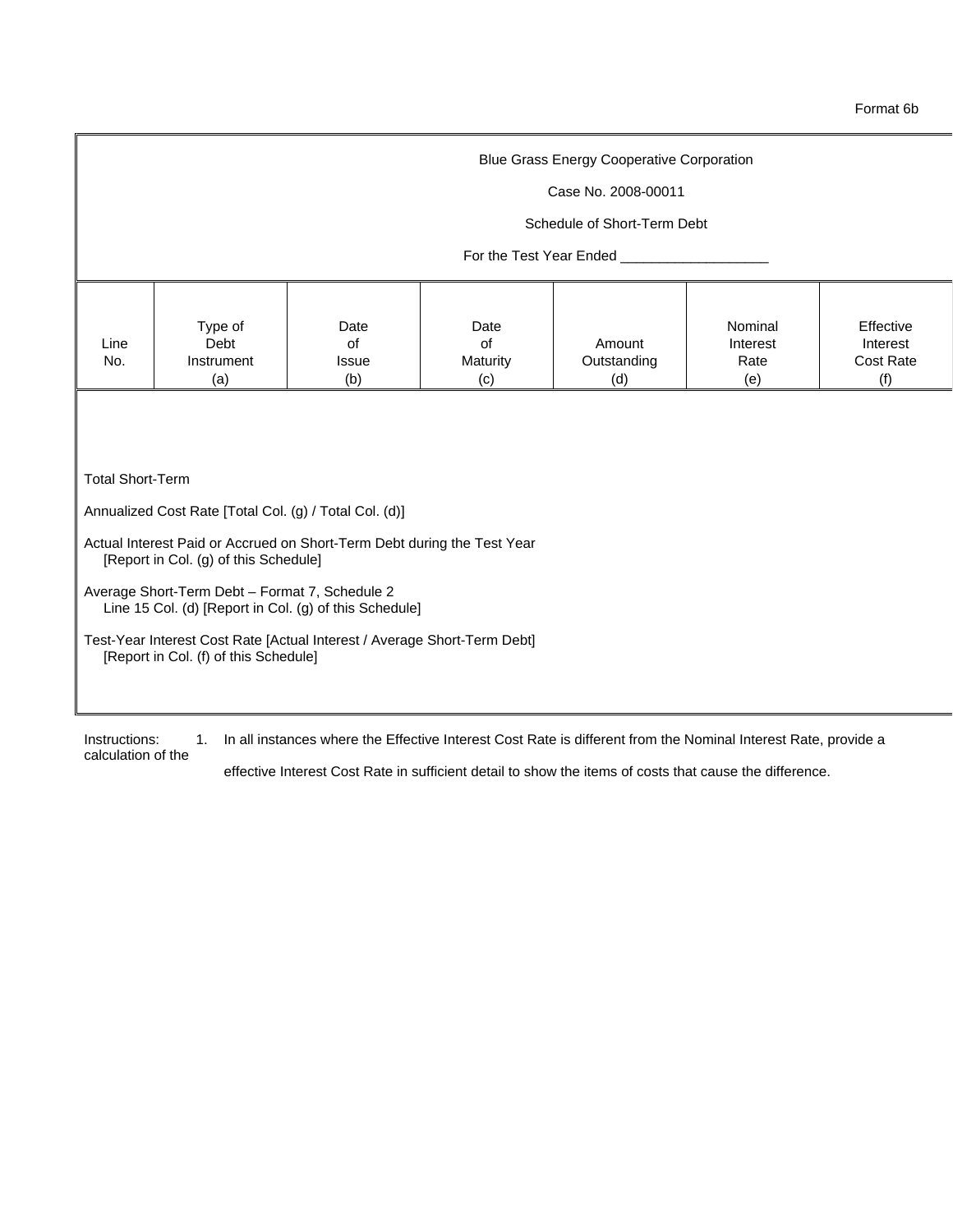Format 6b

Blue Grass Energy Cooperative Corporation

Case No. 2008-00011

Schedule of Short-Term Debt

For the Test Year Ended ___________________

| Line No. | Type of Debt Instrument (a) | Date of Issue (b) | Date of Maturity (c) | Amount Outstanding (d) | Nominal Interest Rate (e) | Effective Interest Cost Rate (f) |
|---|---|---|---|---|---|---|
| | | | | | | |

Total Short-Term

Annualized Cost Rate [Total Col. (g) / Total Col. (d)]

Actual Interest Paid or Accrued on Short-Term Debt during the Test Year
[Report in Col. (g) of this Schedule]

Average Short-Term Debt – Format 7, Schedule 2
Line 15 Col. (d) [Report in Col. (g) of this Schedule]

Test-Year Interest Cost Rate [Actual Interest / Average Short-Term Debt]
[Report in Col. (f) of this Schedule]

Instructions:

1. In all instances where the Effective Interest Cost Rate is different from the Nominal Interest Rate, provide a calculation of the effective Interest Cost Rate in sufficient detail to show the items of costs that cause the difference.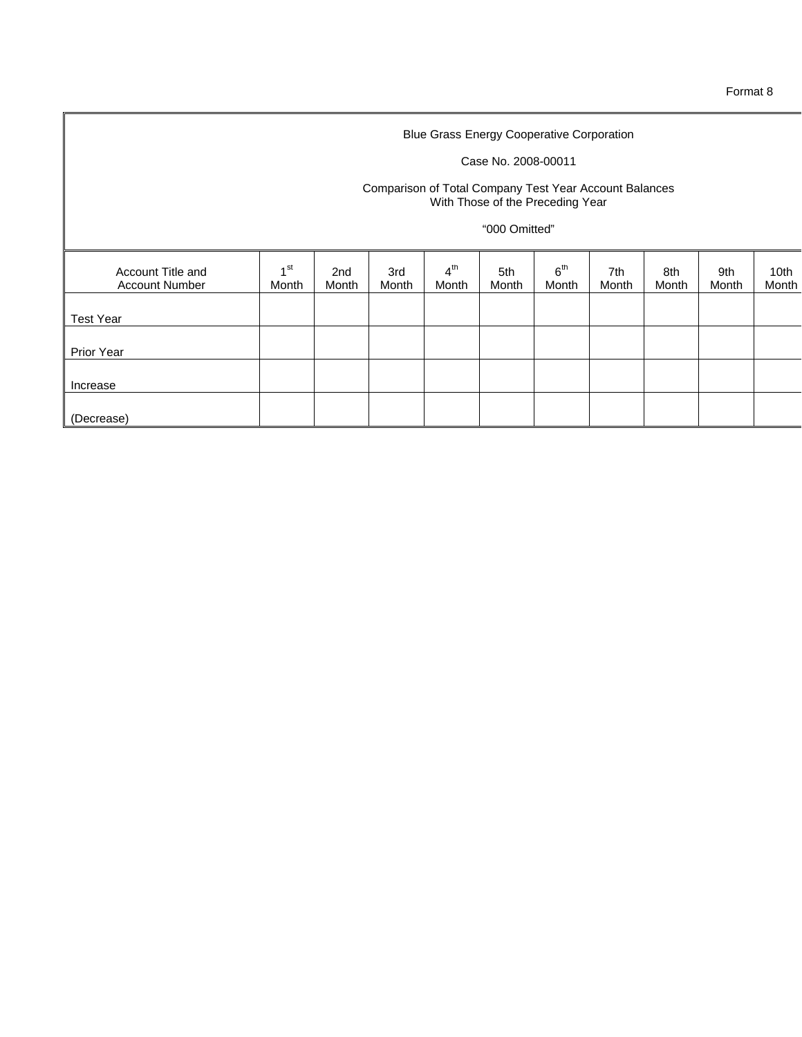Format 8

Blue Grass Energy Cooperative Corporation

Case No. 2008-00011

Comparison of Total Company Test Year Account Balances
With Those of the Preceding Year

"000 Omitted"

| Account Title and Account Number | 1st Month | 2nd Month | 3rd Month | 4th Month | 5th Month | 6th Month | 7th Month | 8th Month | 9th Month | 10th Month |
|---|---|---|---|---|---|---|---|---|---|---|
| Test Year | | | | | | | | | | |
| Prior Year | | | | | | | | | | |
| Increase | | | | | | | | | | |
| (Decrease) | | | | | | | | | | |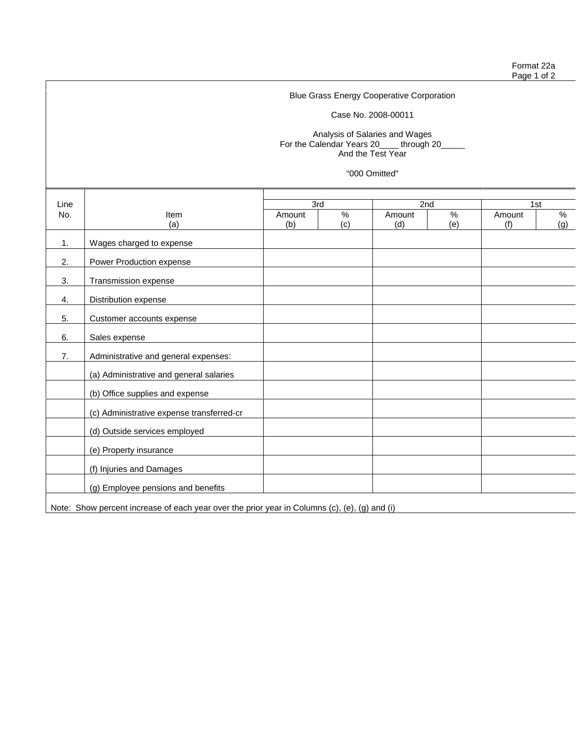Format 22a
Page 1 of 2

Blue Grass Energy Cooperative Corporation

Case No. 2008-00011

Analysis of Salaries and Wages
For the Calendar Years 20____ through 20_____
And the Test Year

"000 Omitted"

| Line No. | Item (a) | 3rd Amount (b) | 3rd % (c) | 2nd Amount (d) | 2nd % (e) | 1st Amount (f) | 1st % (g) |
|---|---|---|---|---|---|---|---|
| 1. | Wages charged to expense | | | | | | |
| 2. | Power Production expense | | | | | | |
| 3. | Transmission expense | | | | | | |
| 4. | Distribution expense | | | | | | |
| 5. | Customer accounts expense | | | | | | |
| 6. | Sales expense | | | | | | |
| 7. | Administrative and general expenses: | | | | | | |
| | (a) Administrative and general salaries | | | | | | |
| | (b) Office supplies and expense | | | | | | |
| | (c) Administrative expense transferred-cr | | | | | | |
| | (d) Outside services employed | | | | | | |
| | (e) Property insurance | | | | | | |
| | (f) Injuries and Damages | | | | | | |
| | (g) Employee pensions and benefits | | | | | | |

Note: Show percent increase of each year over the prior year in Columns (c), (e), (g) and (i)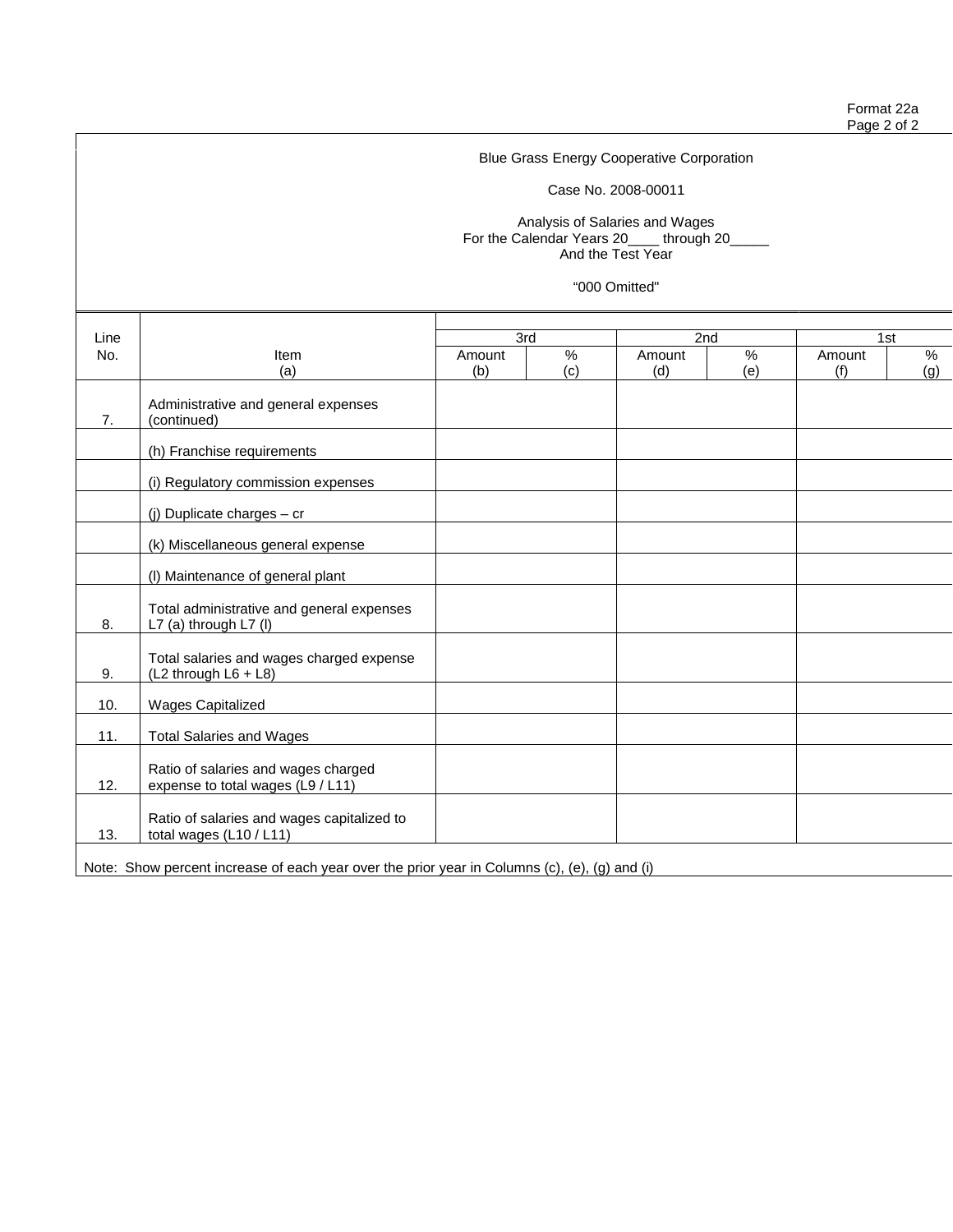Format 22a
Page 2 of 2

Blue Grass Energy Cooperative Corporation

Case No. 2008-00011

Analysis of Salaries and Wages
For the Calendar Years 20____ through 20_____
And the Test Year

"000 Omitted"

| Line No. | Item (a) | 3rd Amount (b) | 3rd % (c) | 2nd Amount (d) | 2nd % (e) | 1st Amount (f) | 1st % (g) |
|---|---|---|---|---|---|---|---|
| 7. | Administrative and general expenses (continued) | | | | | | |
| | (h) Franchise requirements | | | | | | |
| | (i) Regulatory commission expenses | | | | | | |
| | (j) Duplicate charges – cr | | | | | | |
| | (k) Miscellaneous general expense | | | | | | |
| | (l) Maintenance of general plant | | | | | | |
| 8. | Total administrative and general expenses L7 (a) through L7 (l) | | | | | | |
| 9. | Total salaries and wages charged expense (L2 through L6 + L8) | | | | | | |
| 10. | Wages Capitalized | | | | | | |
| 11. | Total Salaries and Wages | | | | | | |
| 12. | Ratio of salaries and wages charged expense to total wages (L9 / L11) | | | | | | |
| 13. | Ratio of salaries and wages capitalized to total wages (L10 / L11) | | | | | | |

Note: Show percent increase of each year over the prior year in Columns (c), (e), (g) and (i)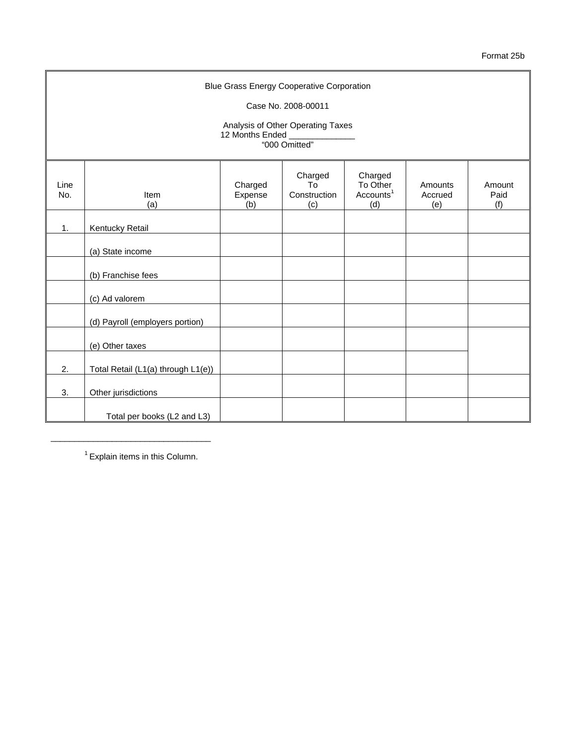Format 25b

Blue Grass Energy Cooperative Corporation

Case No. 2008-00011

Analysis of Other Operating Taxes
12 Months Ended ______________
"000 Omitted"

| Line No. | Item (a) | Charged Expense (b) | Charged To Construction (c) | Charged To Other Accounts[1] (d) | Amounts Accrued (e) | Amount Paid (f) |
|---|---|---|---|---|---|---|
| 1. | Kentucky Retail | | | | | |
| | (a) State income | | | | | |
| | (b) Franchise fees | | | | | |
| | (c) Ad valorem | | | | | |
| | (d) Payroll (employers portion) | | | | | |
| | (e) Other taxes | | | | | |
| 2. | Total Retail (L1(a) through L1(e)) | | | | | |
| 3. | Other jurisdictions | | | | | |
| | Total per books (L2 and L3) | | | | | |

---

[1] Explain items in this Column.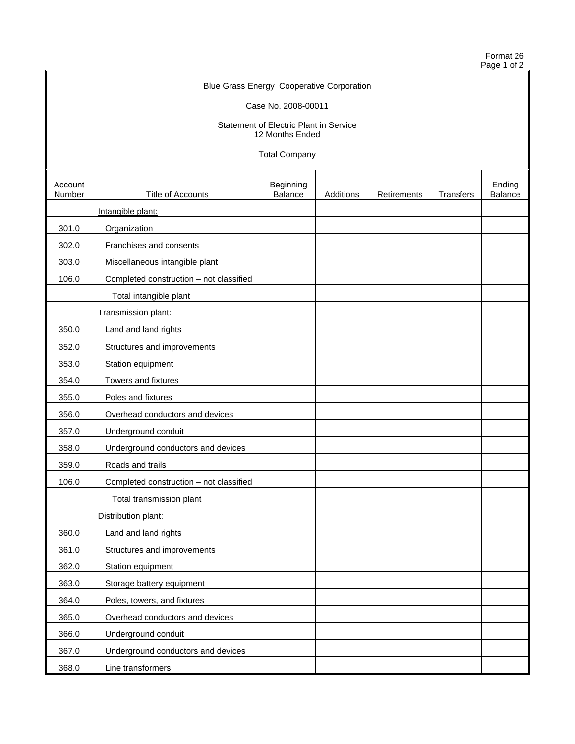Format 26
Page 1 of 2

Blue Grass Energy Cooperative Corporation

Case No. 2008-00011

Statement of Electric Plant in Service
12 Months Ended

Total Company

| Account Number | Title of Accounts | Beginning Balance | Additions | Retirements | Transfers | Ending Balance |
|---|---|---|---|---|---|---|
| | Intangible plant: | | | | | |
| 301.0 | Organization | | | | | |
| 302.0 | Franchises and consents | | | | | |
| 303.0 | Miscellaneous intangible plant | | | | | |
| 106.0 | Completed construction – not classified | | | | | |
| | Total intangible plant | | | | | |
| | Transmission plant: | | | | | |
| 350.0 | Land and land rights | | | | | |
| 352.0 | Structures and improvements | | | | | |
| 353.0 | Station equipment | | | | | |
| 354.0 | Towers and fixtures | | | | | |
| 355.0 | Poles and fixtures | | | | | |
| 356.0 | Overhead conductors and devices | | | | | |
| 357.0 | Underground conduit | | | | | |
| 358.0 | Underground conductors and devices | | | | | |
| 359.0 | Roads and trails | | | | | |
| 106.0 | Completed construction – not classified | | | | | |
| | Total transmission plant | | | | | |
| | Distribution plant: | | | | | |
| 360.0 | Land and land rights | | | | | |
| 361.0 | Structures and improvements | | | | | |
| 362.0 | Station equipment | | | | | |
| 363.0 | Storage battery equipment | | | | | |
| 364.0 | Poles, towers, and fixtures | | | | | |
| 365.0 | Overhead conductors and devices | | | | | |
| 366.0 | Underground conduit | | | | | |
| 367.0 | Underground conductors and devices | | | | | |
| 368.0 | Line transformers | | | | | |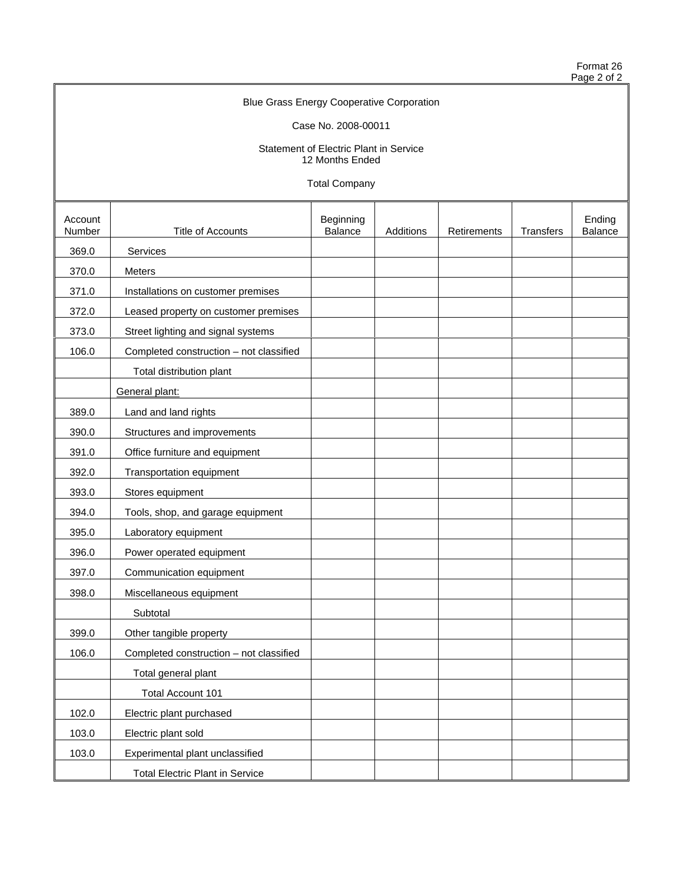Format 26
Page 2 of 2

Blue Grass Energy Cooperative Corporation

Case No. 2008-00011

Statement of Electric Plant in Service
12 Months Ended

Total Company

| Account Number | Title of Accounts | Beginning Balance | Additions | Retirements | Transfers | Ending Balance |
|---|---|---|---|---|---|---|
| 369.0 | Services | | | | | |
| 370.0 | Meters | | | | | |
| 371.0 | Installations on customer premises | | | | | |
| 372.0 | Leased property on customer premises | | | | | |
| 373.0 | Street lighting and signal systems | | | | | |
| 106.0 | Completed construction – not classified | | | | | |
| | Total distribution plant | | | | | |
| | General plant: | | | | | |
| 389.0 | Land and land rights | | | | | |
| 390.0 | Structures and improvements | | | | | |
| 391.0 | Office furniture and equipment | | | | | |
| 392.0 | Transportation equipment | | | | | |
| 393.0 | Stores equipment | | | | | |
| 394.0 | Tools, shop, and garage equipment | | | | | |
| 395.0 | Laboratory equipment | | | | | |
| 396.0 | Power operated equipment | | | | | |
| 397.0 | Communication equipment | | | | | |
| 398.0 | Miscellaneous equipment | | | | | |
| | Subtotal | | | | | |
| 399.0 | Other tangible property | | | | | |
| 106.0 | Completed construction – not classified | | | | | |
| | Total general plant | | | | | |
| | Total Account 101 | | | | | |
| 102.0 | Electric plant purchased | | | | | |
| 103.0 | Electric plant sold | | | | | |
| 103.0 | Experimental plant unclassified | | | | | |
| | Total Electric Plant in Service | | | | | |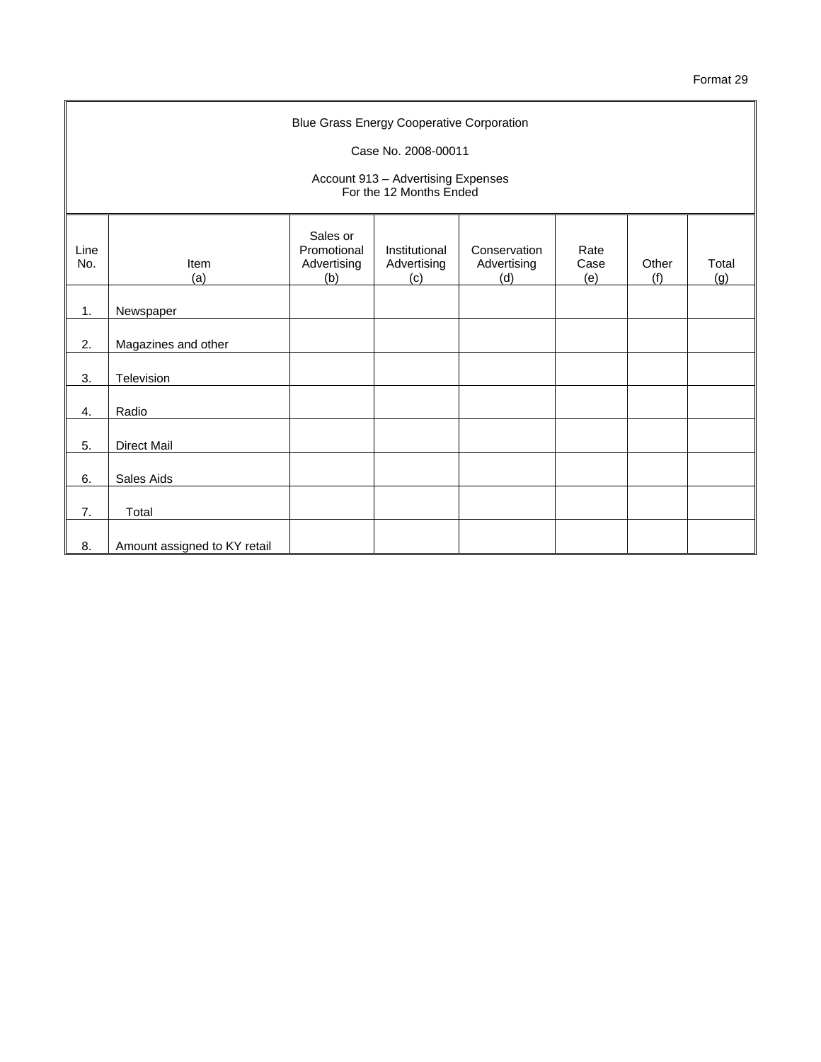Format 29

Blue Grass Energy Cooperative Corporation

Case No. 2008-00011

Account 913 – Advertising Expenses
For the 12 Months Ended

| Line No. | Item (a) | Sales or Promotional Advertising (b) | Institutional Advertising (c) | Conservation Advertising (d) | Rate Case (e) | Other (f) | Total (g) |
|---|---|---|---|---|---|---|---|
| 1. | Newspaper | | | | | | |
| 2. | Magazines and other | | | | | | |
| 3. | Television | | | | | | |
| 4. | Radio | | | | | | |
| 5. | Direct Mail | | | | | | |
| 6. | Sales Aids | | | | | | |
| 7. | Total | | | | | | |
| 8. | Amount assigned to KY retail | | | | | | |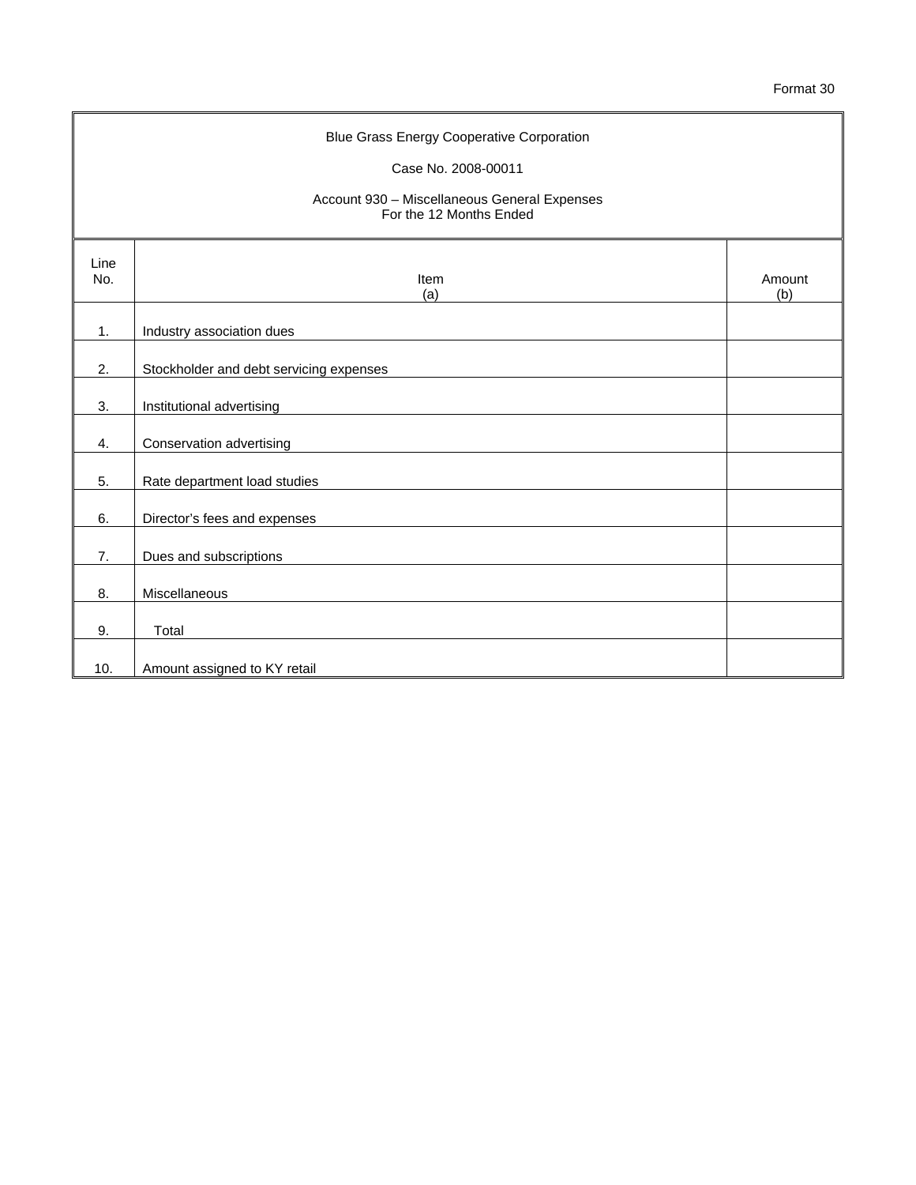Format 30

Blue Grass Energy Cooperative Corporation

Case No. 2008-00011

Account 930 – Miscellaneous General Expenses
For the 12 Months Ended

| Line No. | Item (a) | Amount (b) |
|---|---|---|
| 1. | Industry association dues | |
| 2. | Stockholder and debt servicing expenses | |
| 3. | Institutional advertising | |
| 4. | Conservation advertising | |
| 5. | Rate department load studies | |
| 6. | Director's fees and expenses | |
| 7. | Dues and subscriptions | |
| 8. | Miscellaneous | |
| 9. | Total | |
| 10. | Amount assigned to KY retail | |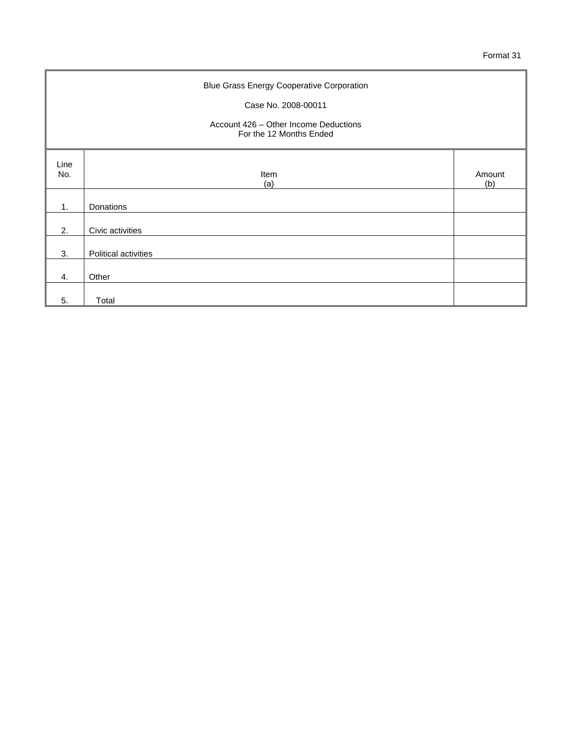Format 31

Blue Grass Energy Cooperative Corporation

Case No. 2008-00011

Account 426 – Other Income Deductions
For the 12 Months Ended

| Line No. | Item (a) | Amount (b) |
|---|---|---|
| 1. | Donations | |
| 2. | Civic activities | |
| 3. | Political activities | |
| 4. | Other | |
| 5. | Total | |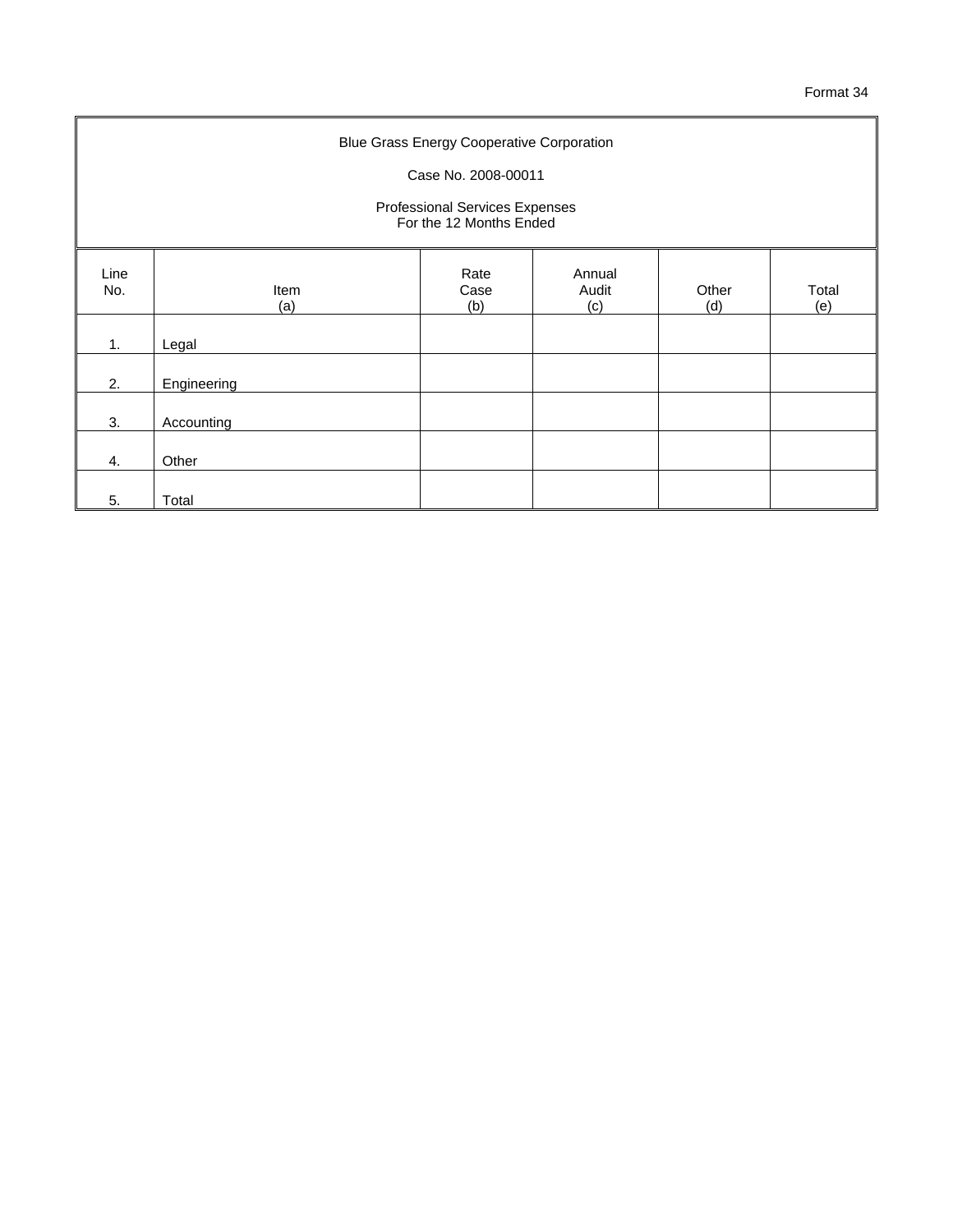Format 34

Blue Grass Energy Cooperative Corporation

Case No. 2008-00011

Professional Services Expenses
For the 12 Months Ended

| Line No. | Item (a) | Rate Case (b) | Annual Audit (c) | Other (d) | Total (e) |
|---|---|---|---|---|---|
| 1. | Legal | | | | |
| 2. | Engineering | | | | |
| 3. | Accounting | | | | |
| 4. | Other | | | | |
| 5. | Total | | | | |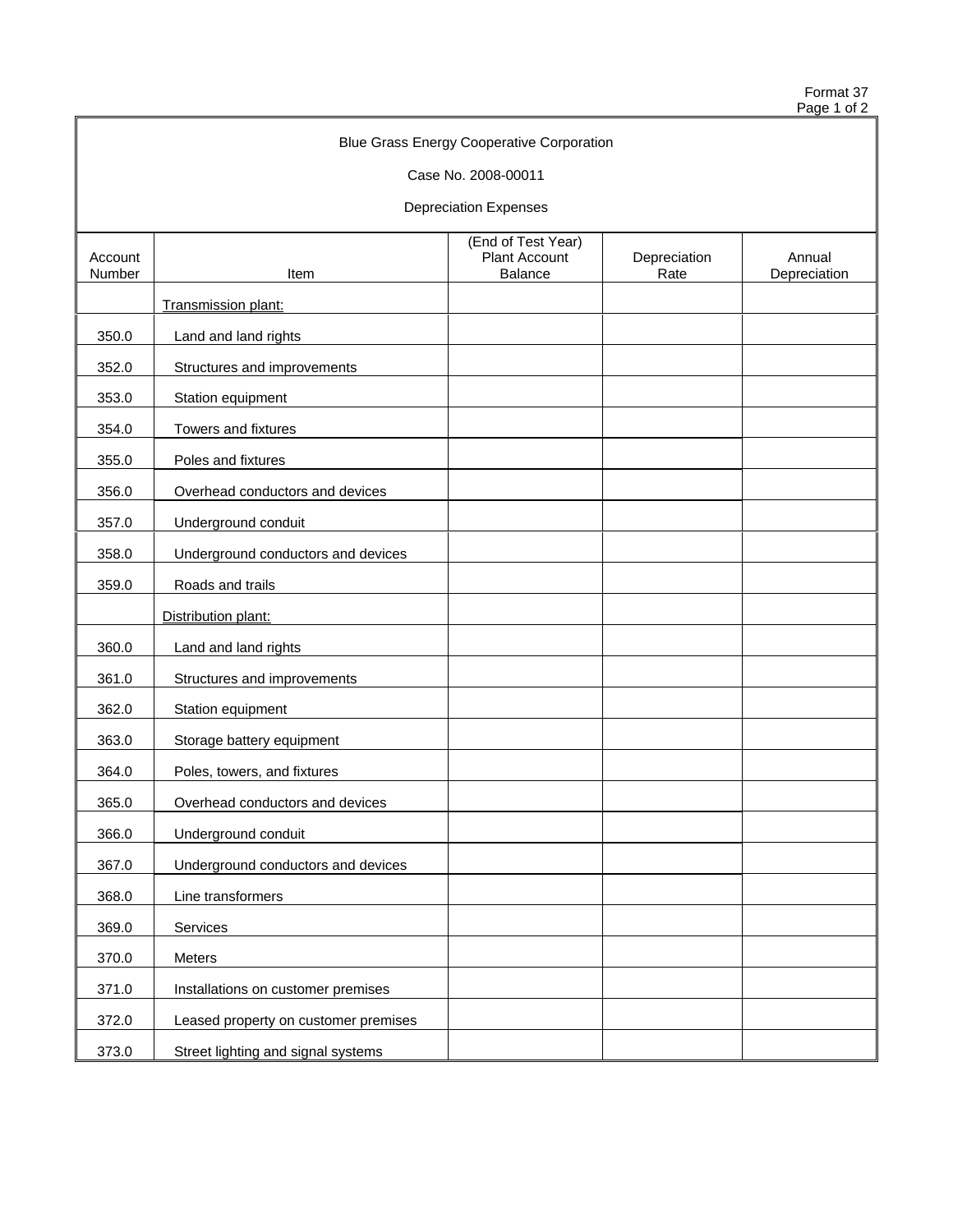Format 37

Blue Grass Energy Cooperative Corporation

Case No. 2008-00011

Depreciation Expenses

| Account Number | Item | (End of Test Year) Plant Account Balance | Depreciation Rate | Annual Depreciation |
|---|---|---|---|---|
| | Transmission plant: | | | |
| 350.0 | Land and land rights | | | |
| 352.0 | Structures and improvements | | | |
| 353.0 | Station equipment | | | |
| 354.0 | Towers and fixtures | | | |
| 355.0 | Poles and fixtures | | | |
| 356.0 | Overhead conductors and devices | | | |
| 357.0 | Underground conduit | | | |
| 358.0 | Underground conductors and devices | | | |
| 359.0 | Roads and trails | | | |
| | Distribution plant: | | | |
| 360.0 | Land and land rights | | | |
| 361.0 | Structures and improvements | | | |
| 362.0 | Station equipment | | | |
| 363.0 | Storage battery equipment | | | |
| 364.0 | Poles, towers, and fixtures | | | |
| 365.0 | Overhead conductors and devices | | | |
| 366.0 | Underground conduit | | | |
| 367.0 | Underground conductors and devices | | | |
| 368.0 | Line transformers | | | |
| 369.0 | Services | | | |
| 370.0 | Meters | | | |
| 371.0 | Installations on customer premises | | | |
| 372.0 | Leased property on customer premises | | | |
| 373.0 | Street lighting and signal systems | | | |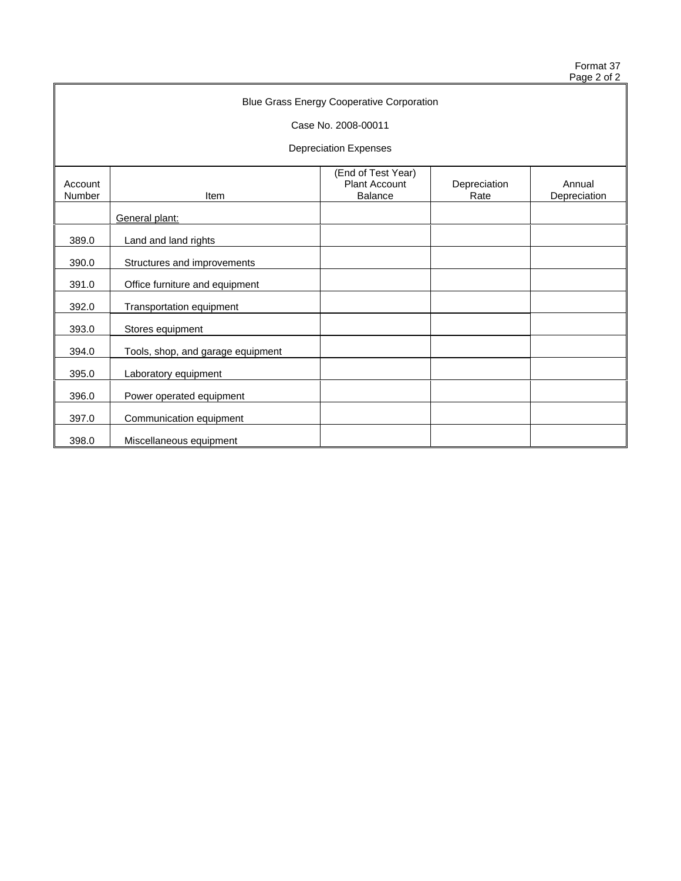Format 37

Blue Grass Energy Cooperative Corporation

Case No. 2008-00011

Depreciation Expenses

| Account Number | Item | (End of Test Year) Plant Account Balance | Depreciation Rate | Annual Depreciation |
|---|---|---|---|---|
| | General plant: | | | |
| 389.0 | Land and land rights | | | |
| 390.0 | Structures and improvements | | | |
| 391.0 | Office furniture and equipment | | | |
| 392.0 | Transportation equipment | | | |
| 393.0 | Stores equipment | | | |
| 394.0 | Tools, shop, and garage equipment | | | |
| 395.0 | Laboratory equipment | | | |
| 396.0 | Power operated equipment | | | |
| 397.0 | Communication equipment | | | |
| 398.0 | Miscellaneous equipment | | | |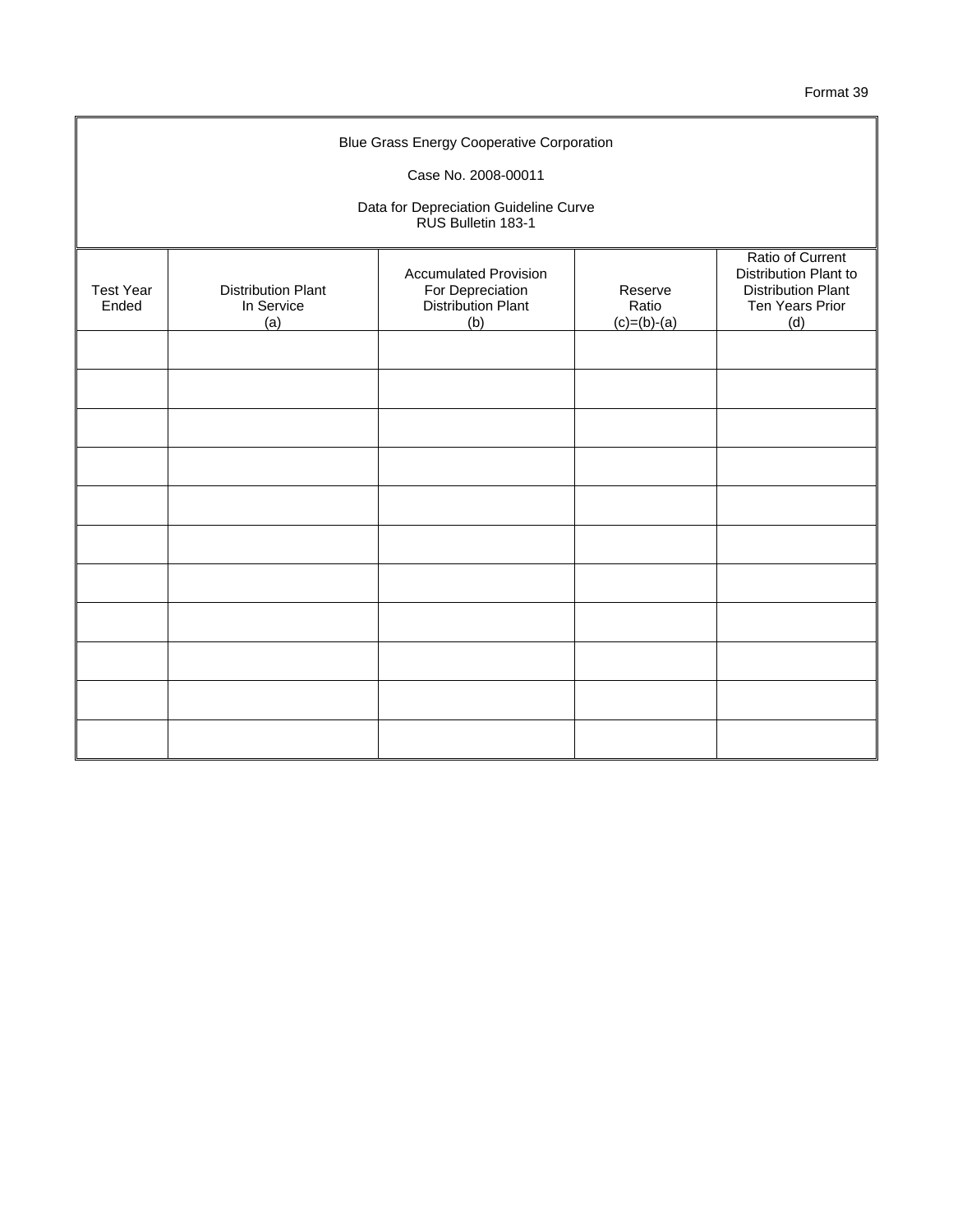Format 39

Blue Grass Energy Cooperative Corporation

Case No. 2008-00011

Data for Depreciation Guideline Curve
RUS Bulletin 183-1

| Test Year Ended | Distribution Plant In Service (a) | Accumulated Provision For Depreciation Distribution Plant (b) | Reserve Ratio (c)=(b)-(a) | Ratio of Current Distribution Plant to Distribution Plant Ten Years Prior (d) |
|---|---|---|---|---|
| | | | | |
| | | | | |
| | | | | |
| | | | | |
| | | | | |
| | | | | |
| | | | | |
| | | | | |
| | | | | |
| | | | | |
| | | | | |